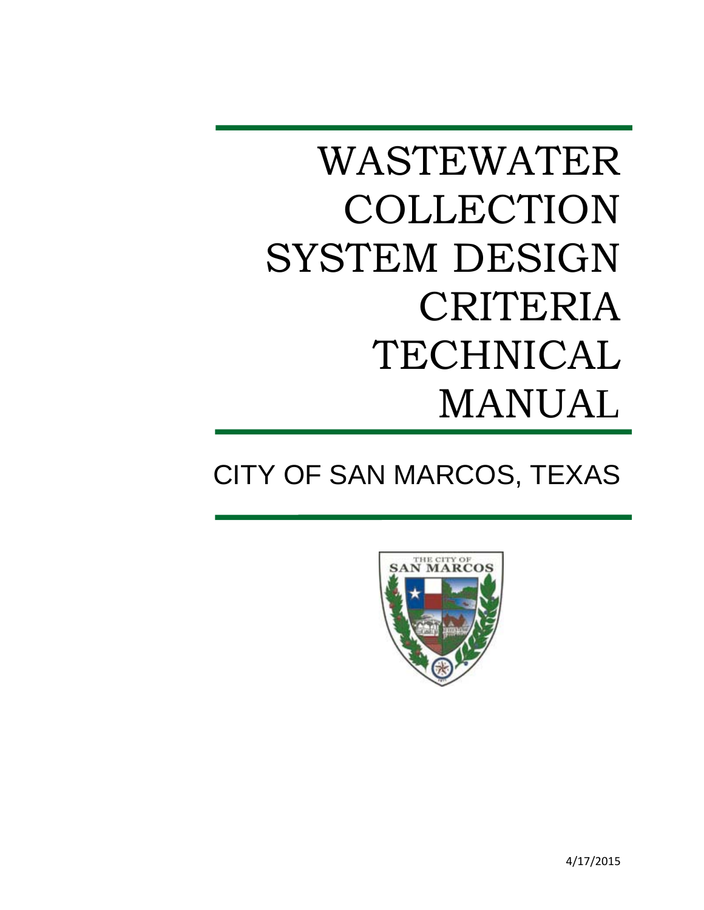# WASTEWATER COLLECTION SYSTEM DESIGN CRITERIA TECHNICAL MANUAL

## CITY OF SAN MARCOS, TEXAS

4/17/2015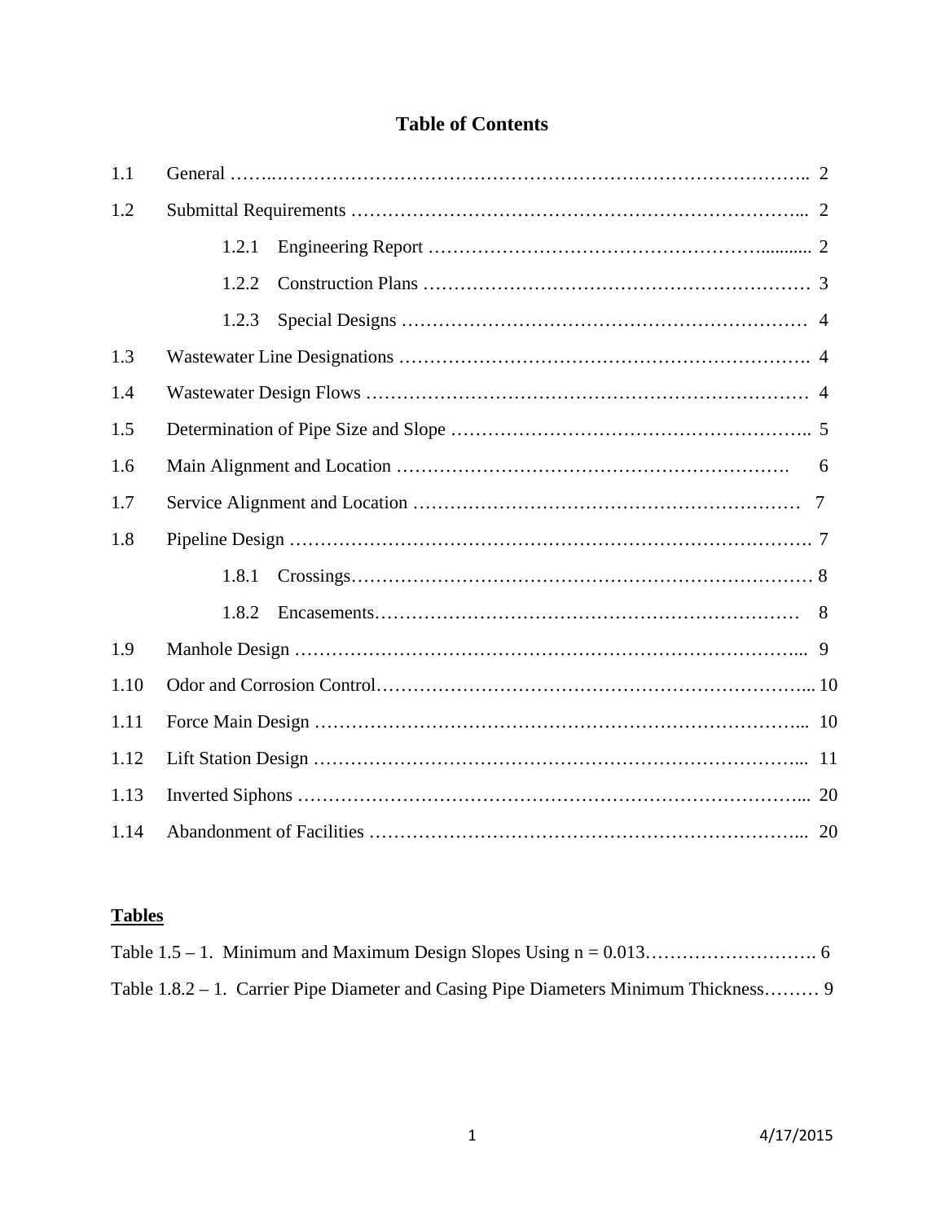# Table of Contents

| | | |
|---|---|---|
| 1.1 | General | 2 |
| 1.2 | Submittal Requirements | 2 |
| | 1.2.1 Engineering Report | 2 |
| | 1.2.2 Construction Plans | 3 |
| | 1.2.3 Special Designs | 4 |
| 1.3 | Wastewater Line Designations | 4 |
| 1.4 | Wastewater Design Flows | 4 |
| 1.5 | Determination of Pipe Size and Slope | 5 |
| 1.6 | Main Alignment and Location | 6 |
| 1.7 | Service Alignment and Location | 7 |
| 1.8 | Pipeline Design | 7 |
| | 1.8.1 Crossings | 8 |
| | 1.8.2 Encasements | 8 |
| 1.9 | Manhole Design | 9 |
| 1.10 | Odor and Corrosion Control | 10 |
| 1.11 | Force Main Design | 10 |
| 1.12 | Lift Station Design | 11 |
| 1.13 | Inverted Siphons | 20 |
| 1.14 | Abandonment of Facilities | 20 |

## Tables

| | |
|---|---|
| Table 1.5 – 1. Minimum and Maximum Design Slopes Using n = 0.013 | 6 |
| Table 1.8.2 – 1. Carrier Pipe Diameter and Casing Pipe Diameters Minimum Thickness | 9 |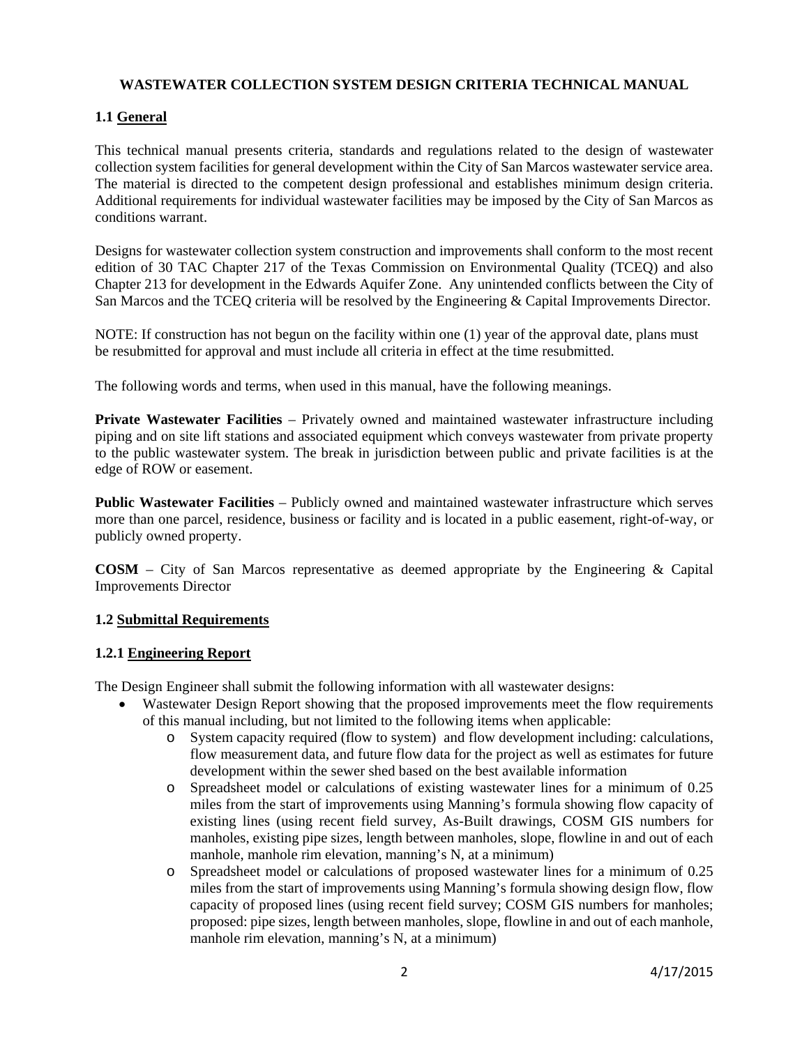**WASTEWATER COLLECTION SYSTEM DESIGN CRITERIA TECHNICAL MANUAL**

## 1.1 General

This technical manual presents criteria, standards and regulations related to the design of wastewater collection system facilities for general development within the City of San Marcos wastewater service area. The material is directed to the competent design professional and establishes minimum design criteria. Additional requirements for individual wastewater facilities may be imposed by the City of San Marcos as conditions warrant.

Designs for wastewater collection system construction and improvements shall conform to the most recent edition of 30 TAC Chapter 217 of the Texas Commission on Environmental Quality (TCEQ) and also Chapter 213 for development in the Edwards Aquifer Zone. Any unintended conflicts between the City of San Marcos and the TCEQ criteria will be resolved by the Engineering & Capital Improvements Director.

NOTE: If construction has not begun on the facility within one (1) year of the approval date, plans must be resubmitted for approval and must include all criteria in effect at the time resubmitted.

The following words and terms, when used in this manual, have the following meanings.

**Private Wastewater Facilities** – Privately owned and maintained wastewater infrastructure including piping and on site lift stations and associated equipment which conveys wastewater from private property to the public wastewater system. The break in jurisdiction between public and private facilities is at the edge of ROW or easement.

**Public Wastewater Facilities** – Publicly owned and maintained wastewater infrastructure which serves more than one parcel, residence, business or facility and is located in a public easement, right-of-way, or publicly owned property.

**COSM** – City of San Marcos representative as deemed appropriate by the Engineering & Capital Improvements Director

## 1.2 Submittal Requirements

### 1.2.1 Engineering Report

The Design Engineer shall submit the following information with all wastewater designs:

- Wastewater Design Report showing that the proposed improvements meet the flow requirements of this manual including, but not limited to the following items when applicable:
  - System capacity required (flow to system) and flow development including: calculations, flow measurement data, and future flow data for the project as well as estimates for future development within the sewer shed based on the best available information
  - Spreadsheet model or calculations of existing wastewater lines for a minimum of 0.25 miles from the start of improvements using Manning's formula showing flow capacity of existing lines (using recent field survey, As-Built drawings, COSM GIS numbers for manholes, existing pipe sizes, length between manholes, slope, flowline in and out of each manhole, manhole rim elevation, manning's N, at a minimum)
  - Spreadsheet model or calculations of proposed wastewater lines for a minimum of 0.25 miles from the start of improvements using Manning's formula showing design flow, flow capacity of proposed lines (using recent field survey; COSM GIS numbers for manholes; proposed: pipe sizes, length between manholes, slope, flowline in and out of each manhole, manhole rim elevation, manning's N, at a minimum)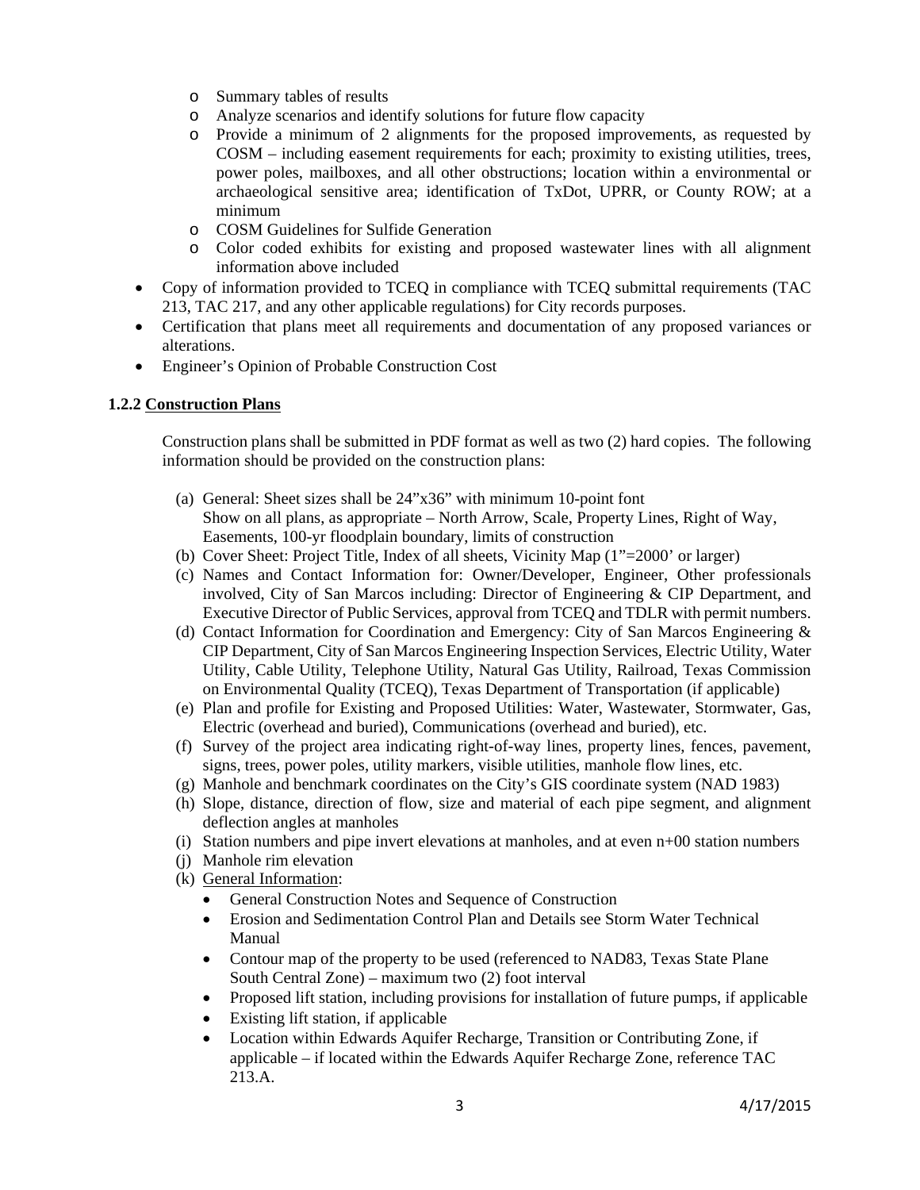- Summary tables of results
  - Analyze scenarios and identify solutions for future flow capacity
  - Provide a minimum of 2 alignments for the proposed improvements, as requested by COSM – including easement requirements for each; proximity to existing utilities, trees, power poles, mailboxes, and all other obstructions; location within a environmental or archaeological sensitive area; identification of TxDot, UPRR, or County ROW; at a minimum
  - COSM Guidelines for Sulfide Generation
  - Color coded exhibits for existing and proposed wastewater lines with all alignment information above included
- Copy of information provided to TCEQ in compliance with TCEQ submittal requirements (TAC 213, TAC 217, and any other applicable regulations) for City records purposes.
- Certification that plans meet all requirements and documentation of any proposed variances or alterations.
- Engineer's Opinion of Probable Construction Cost

### 1.2.2 Construction Plans

Construction plans shall be submitted in PDF format as well as two (2) hard copies. The following information should be provided on the construction plans:

(a) General: Sheet sizes shall be 24"x36" with minimum 10-point font
Show on all plans, as appropriate – North Arrow, Scale, Property Lines, Right of Way, Easements, 100-yr floodplain boundary, limits of construction

(b) Cover Sheet: Project Title, Index of all sheets, Vicinity Map (1"=2000' or larger)

(c) Names and Contact Information for: Owner/Developer, Engineer, Other professionals involved, City of San Marcos including: Director of Engineering & CIP Department, and Executive Director of Public Services, approval from TCEQ and TDLR with permit numbers.

(d) Contact Information for Coordination and Emergency: City of San Marcos Engineering & CIP Department, City of San Marcos Engineering Inspection Services, Electric Utility, Water Utility, Cable Utility, Telephone Utility, Natural Gas Utility, Railroad, Texas Commission on Environmental Quality (TCEQ), Texas Department of Transportation (if applicable)

(e) Plan and profile for Existing and Proposed Utilities: Water, Wastewater, Stormwater, Gas, Electric (overhead and buried), Communications (overhead and buried), etc.

(f) Survey of the project area indicating right-of-way lines, property lines, fences, pavement, signs, trees, power poles, utility markers, visible utilities, manhole flow lines, etc.

(g) Manhole and benchmark coordinates on the City's GIS coordinate system (NAD 1983)

(h) Slope, distance, direction of flow, size and material of each pipe segment, and alignment deflection angles at manholes

(i) Station numbers and pipe invert elevations at manholes, and at even n+00 station numbers

(j) Manhole rim elevation

(k) General Information:
- General Construction Notes and Sequence of Construction
- Erosion and Sedimentation Control Plan and Details see Storm Water Technical Manual
- Contour map of the property to be used (referenced to NAD83, Texas State Plane South Central Zone) – maximum two (2) foot interval
- Proposed lift station, including provisions for installation of future pumps, if applicable
- Existing lift station, if applicable
- Location within Edwards Aquifer Recharge, Transition or Contributing Zone, if applicable – if located within the Edwards Aquifer Recharge Zone, reference TAC 213.A.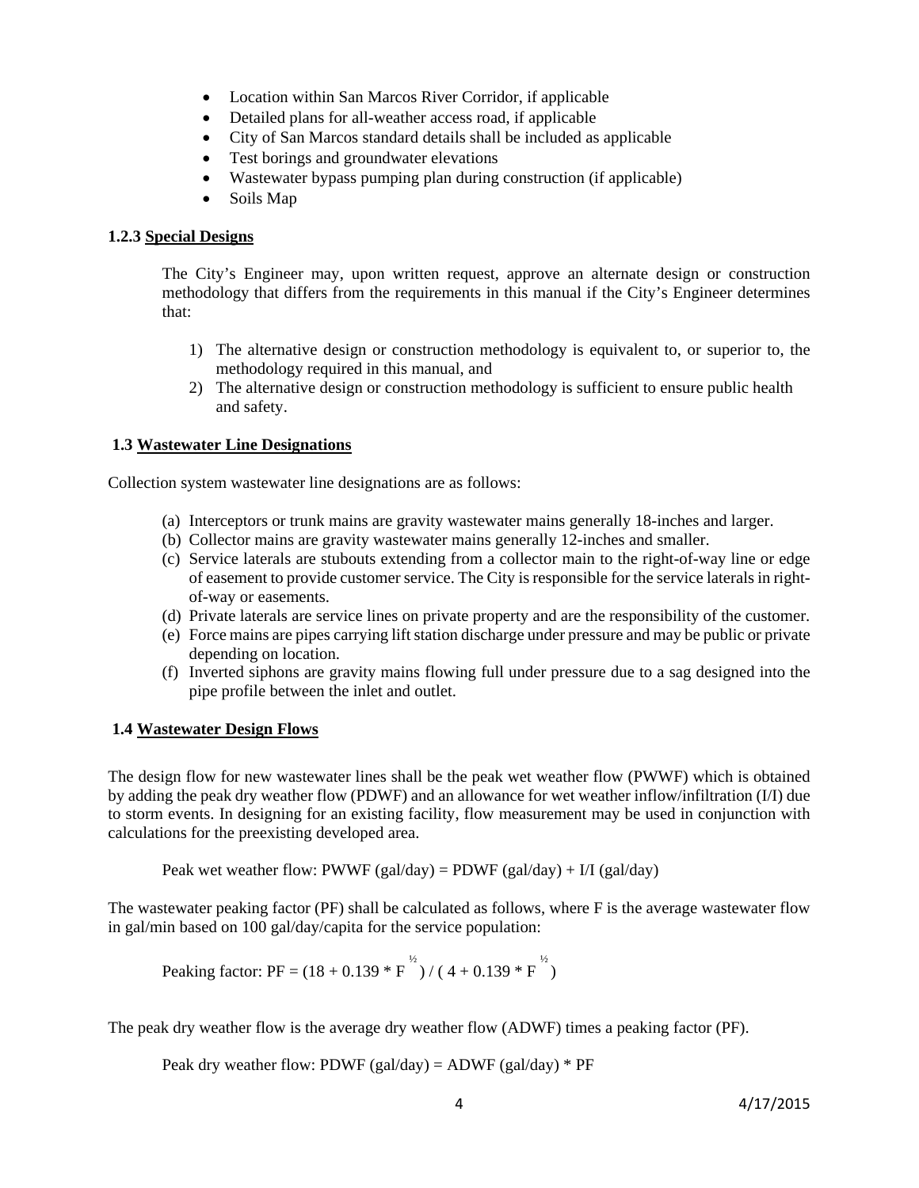- Location within San Marcos River Corridor, if applicable
- Detailed plans for all-weather access road, if applicable
- City of San Marcos standard details shall be included as applicable
- Test borings and groundwater elevations
- Wastewater bypass pumping plan during construction (if applicable)
- Soils Map

### 1.2.3 Special Designs

The City's Engineer may, upon written request, approve an alternate design or construction methodology that differs from the requirements in this manual if the City's Engineer determines that:

1) The alternative design or construction methodology is equivalent to, or superior to, the methodology required in this manual, and
2) The alternative design or construction methodology is sufficient to ensure public health and safety.

## 1.3 Wastewater Line Designations

Collection system wastewater line designations are as follows:

(a) Interceptors or trunk mains are gravity wastewater mains generally 18-inches and larger.
(b) Collector mains are gravity wastewater mains generally 12-inches and smaller.
(c) Service laterals are stubouts extending from a collector main to the right-of-way line or edge of easement to provide customer service. The City is responsible for the service laterals in right-of-way or easements.
(d) Private laterals are service lines on private property and are the responsibility of the customer.
(e) Force mains are pipes carrying lift station discharge under pressure and may be public or private depending on location.
(f) Inverted siphons are gravity mains flowing full under pressure due to a sag designed into the pipe profile between the inlet and outlet.

## 1.4 Wastewater Design Flows

The design flow for new wastewater lines shall be the peak wet weather flow (PWWF) which is obtained by adding the peak dry weather flow (PDWF) and an allowance for wet weather inflow/infiltration (I/I) due to storm events. In designing for an existing facility, flow measurement may be used in conjunction with calculations for the preexisting developed area.

Peak wet weather flow: PWWF (gal/day) = PDWF (gal/day) + I/I (gal/day)

The wastewater peaking factor (PF) shall be calculated as follows, where F is the average wastewater flow in gal/min based on 100 gal/day/capita for the service population:

Peaking factor: $PF = (18 + 0.139 * F^{1/2}) / (4 + 0.139 * F^{1/2})$

The peak dry weather flow is the average dry weather flow (ADWF) times a peaking factor (PF).

Peak dry weather flow: PDWF (gal/day) = ADWF (gal/day) * PF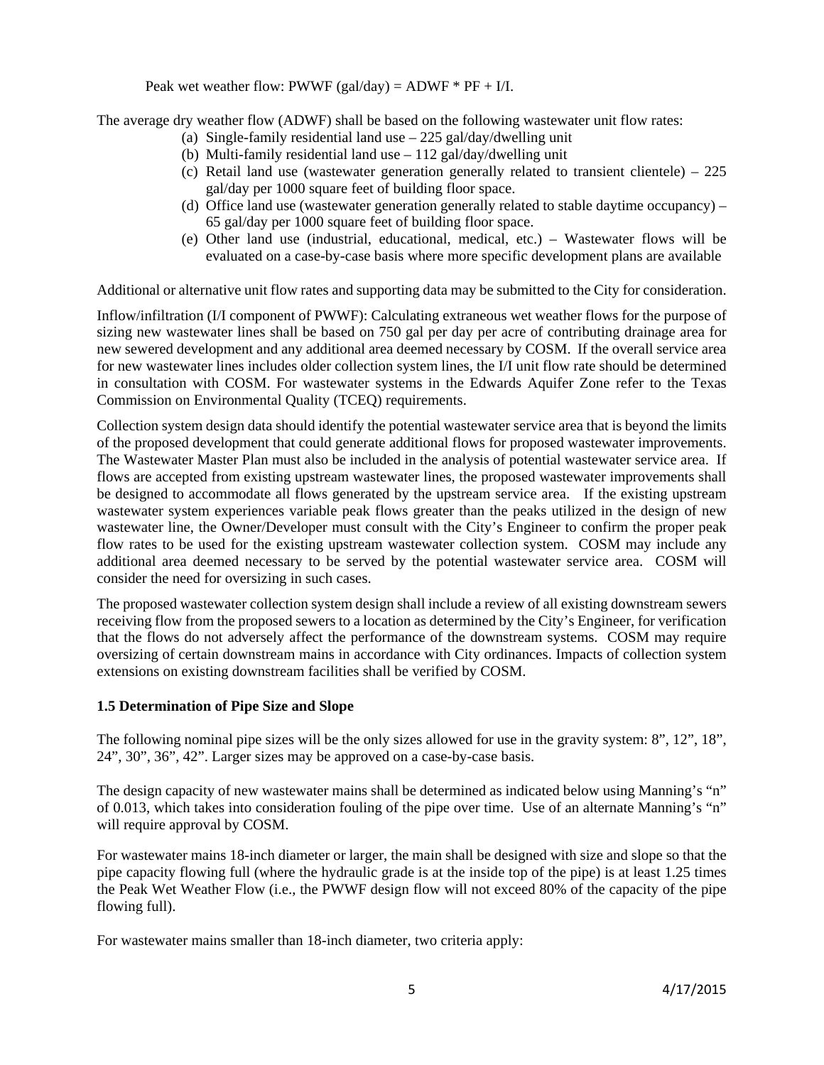Peak wet weather flow: PWWF (gal/day) = ADWF * PF + I/I.

The average dry weather flow (ADWF) shall be based on the following wastewater unit flow rates:

(a) Single-family residential land use – 225 gal/day/dwelling unit
(b) Multi-family residential land use – 112 gal/day/dwelling unit
(c) Retail land use (wastewater generation generally related to transient clientele) – 225 gal/day per 1000 square feet of building floor space.
(d) Office land use (wastewater generation generally related to stable daytime occupancy) – 65 gal/day per 1000 square feet of building floor space.
(e) Other land use (industrial, educational, medical, etc.) – Wastewater flows will be evaluated on a case-by-case basis where more specific development plans are available

Additional or alternative unit flow rates and supporting data may be submitted to the City for consideration.

Inflow/infiltration (I/I component of PWWF): Calculating extraneous wet weather flows for the purpose of sizing new wastewater lines shall be based on 750 gal per day per acre of contributing drainage area for new sewered development and any additional area deemed necessary by COSM. If the overall service area for new wastewater lines includes older collection system lines, the I/I unit flow rate should be determined in consultation with COSM. For wastewater systems in the Edwards Aquifer Zone refer to the Texas Commission on Environmental Quality (TCEQ) requirements.

Collection system design data should identify the potential wastewater service area that is beyond the limits of the proposed development that could generate additional flows for proposed wastewater improvements. The Wastewater Master Plan must also be included in the analysis of potential wastewater service area. If flows are accepted from existing upstream wastewater lines, the proposed wastewater improvements shall be designed to accommodate all flows generated by the upstream service area. If the existing upstream wastewater system experiences variable peak flows greater than the peaks utilized in the design of new wastewater line, the Owner/Developer must consult with the City's Engineer to confirm the proper peak flow rates to be used for the existing upstream wastewater collection system. COSM may include any additional area deemed necessary to be served by the potential wastewater service area. COSM will consider the need for oversizing in such cases.

The proposed wastewater collection system design shall include a review of all existing downstream sewers receiving flow from the proposed sewers to a location as determined by the City's Engineer, for verification that the flows do not adversely affect the performance of the downstream systems. COSM may require oversizing of certain downstream mains in accordance with City ordinances. Impacts of collection system extensions on existing downstream facilities shall be verified by COSM.

### 1.5 Determination of Pipe Size and Slope

The following nominal pipe sizes will be the only sizes allowed for use in the gravity system: 8", 12", 18", 24", 30", 36", 42". Larger sizes may be approved on a case-by-case basis.

The design capacity of new wastewater mains shall be determined as indicated below using Manning's "n" of 0.013, which takes into consideration fouling of the pipe over time. Use of an alternate Manning's "n" will require approval by COSM.

For wastewater mains 18-inch diameter or larger, the main shall be designed with size and slope so that the pipe capacity flowing full (where the hydraulic grade is at the inside top of the pipe) is at least 1.25 times the Peak Wet Weather Flow (i.e., the PWWF design flow will not exceed 80% of the capacity of the pipe flowing full).

For wastewater mains smaller than 18-inch diameter, two criteria apply: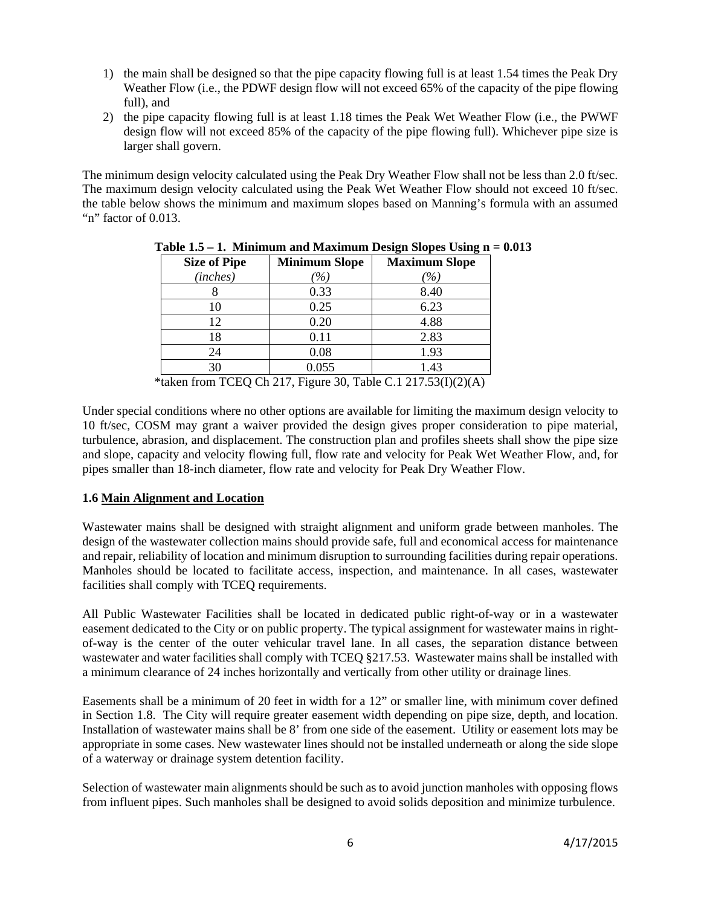1) the main shall be designed so that the pipe capacity flowing full is at least 1.54 times the Peak Dry Weather Flow (i.e., the PDWF design flow will not exceed 65% of the capacity of the pipe flowing full), and
2) the pipe capacity flowing full is at least 1.18 times the Peak Wet Weather Flow (i.e., the PWWF design flow will not exceed 85% of the capacity of the pipe flowing full). Whichever pipe size is larger shall govern.

The minimum design velocity calculated using the Peak Dry Weather Flow shall not be less than 2.0 ft/sec. The maximum design velocity calculated using the Peak Wet Weather Flow should not exceed 10 ft/sec. the table below shows the minimum and maximum slopes based on Manning's formula with an assumed "n" factor of 0.013.

**Table 1.5 – 1. Minimum and Maximum Design Slopes Using n = 0.013**

| **Size of Pipe** *(inches)* | **Minimum Slope** *(%)* | **Maximum Slope** *(%)* |
|---|---|---|
| 8 | 0.33 | 8.40 |
| 10 | 0.25 | 6.23 |
| 12 | 0.20 | 4.88 |
| 18 | 0.11 | 2.83 |
| 24 | 0.08 | 1.93 |
| 30 | 0.055 | 1.43 |

*taken from TCEQ Ch 217, Figure 30, Table C.1 217.53(I)(2)(A)

Under special conditions where no other options are available for limiting the maximum design velocity to 10 ft/sec, COSM may grant a waiver provided the design gives proper consideration to pipe material, turbulence, abrasion, and displacement. The construction plan and profiles sheets shall show the pipe size and slope, capacity and velocity flowing full, flow rate and velocity for Peak Wet Weather Flow, and, for pipes smaller than 18-inch diameter, flow rate and velocity for Peak Dry Weather Flow.

### 1.6 Main Alignment and Location

Wastewater mains shall be designed with straight alignment and uniform grade between manholes. The design of the wastewater collection mains should provide safe, full and economical access for maintenance and repair, reliability of location and minimum disruption to surrounding facilities during repair operations. Manholes should be located to facilitate access, inspection, and maintenance. In all cases, wastewater facilities shall comply with TCEQ requirements.

All Public Wastewater Facilities shall be located in dedicated public right-of-way or in a wastewater easement dedicated to the City or on public property. The typical assignment for wastewater mains in right-of-way is the center of the outer vehicular travel lane. In all cases, the separation distance between wastewater and water facilities shall comply with TCEQ §217.53. Wastewater mains shall be installed with a minimum clearance of 24 inches horizontally and vertically from other utility or drainage lines.

Easements shall be a minimum of 20 feet in width for a 12" or smaller line, with minimum cover defined in Section 1.8. The City will require greater easement width depending on pipe size, depth, and location. Installation of wastewater mains shall be 8' from one side of the easement. Utility or easement lots may be appropriate in some cases. New wastewater lines should not be installed underneath or along the side slope of a waterway or drainage system detention facility.

Selection of wastewater main alignments should be such as to avoid junction manholes with opposing flows from influent pipes. Such manholes shall be designed to avoid solids deposition and minimize turbulence.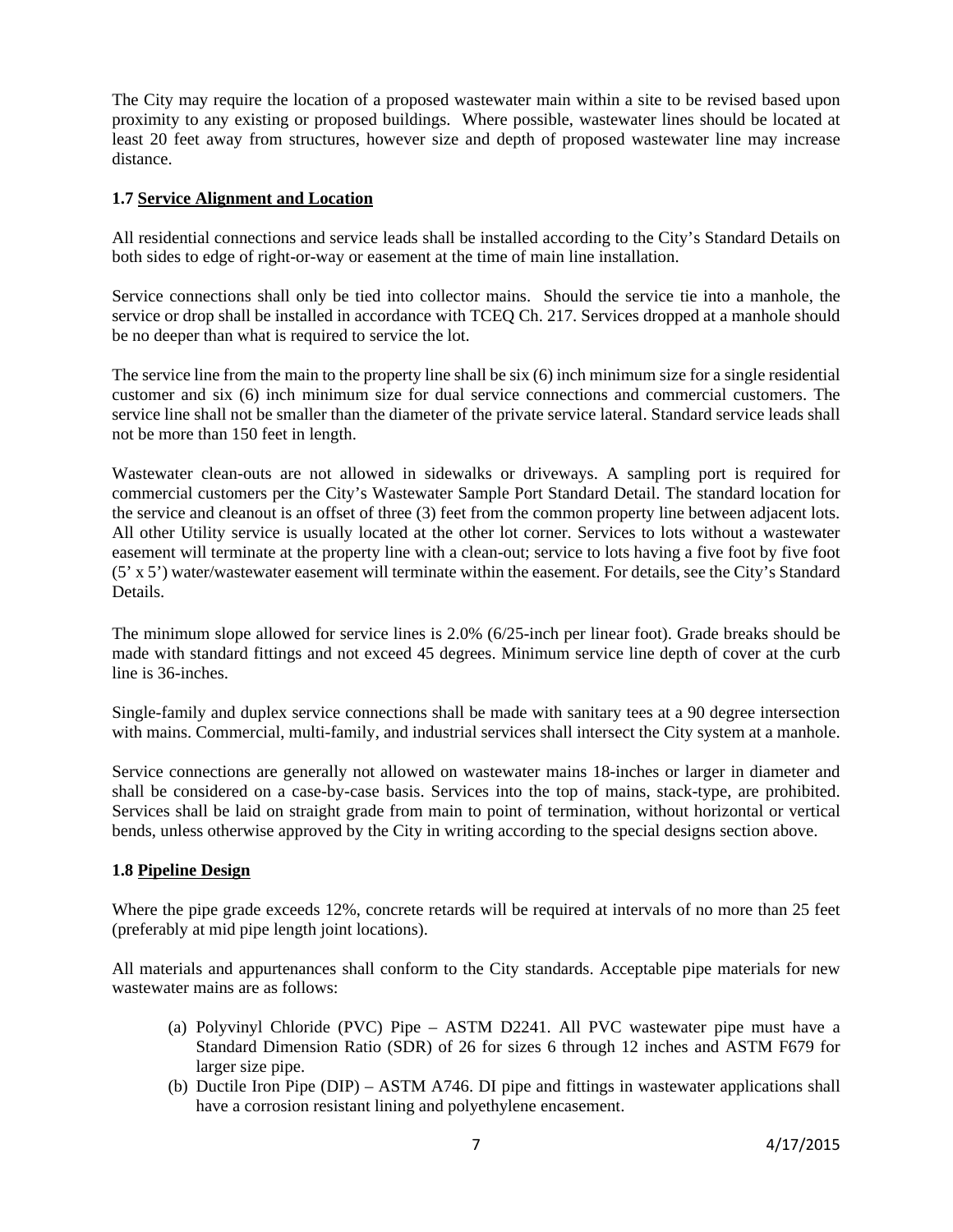The City may require the location of a proposed wastewater main within a site to be revised based upon proximity to any existing or proposed buildings. Where possible, wastewater lines should be located at least 20 feet away from structures, however size and depth of proposed wastewater line may increase distance.

### 1.7 Service Alignment and Location

All residential connections and service leads shall be installed according to the City's Standard Details on both sides to edge of right-or-way or easement at the time of main line installation.

Service connections shall only be tied into collector mains. Should the service tie into a manhole, the service or drop shall be installed in accordance with TCEQ Ch. 217. Services dropped at a manhole should be no deeper than what is required to service the lot.

The service line from the main to the property line shall be six (6) inch minimum size for a single residential customer and six (6) inch minimum size for dual service connections and commercial customers. The service line shall not be smaller than the diameter of the private service lateral. Standard service leads shall not be more than 150 feet in length.

Wastewater clean-outs are not allowed in sidewalks or driveways. A sampling port is required for commercial customers per the City's Wastewater Sample Port Standard Detail. The standard location for the service and cleanout is an offset of three (3) feet from the common property line between adjacent lots. All other Utility service is usually located at the other lot corner. Services to lots without a wastewater easement will terminate at the property line with a clean-out; service to lots having a five foot by five foot (5' x 5') water/wastewater easement will terminate within the easement. For details, see the City's Standard Details.

The minimum slope allowed for service lines is 2.0% (6/25-inch per linear foot). Grade breaks should be made with standard fittings and not exceed 45 degrees. Minimum service line depth of cover at the curb line is 36-inches.

Single-family and duplex service connections shall be made with sanitary tees at a 90 degree intersection with mains. Commercial, multi-family, and industrial services shall intersect the City system at a manhole.

Service connections are generally not allowed on wastewater mains 18-inches or larger in diameter and shall be considered on a case-by-case basis. Services into the top of mains, stack-type, are prohibited. Services shall be laid on straight grade from main to point of termination, without horizontal or vertical bends, unless otherwise approved by the City in writing according to the special designs section above.

### 1.8 Pipeline Design

Where the pipe grade exceeds 12%, concrete retards will be required at intervals of no more than 25 feet (preferably at mid pipe length joint locations).

All materials and appurtenances shall conform to the City standards. Acceptable pipe materials for new wastewater mains are as follows:

(a) Polyvinyl Chloride (PVC) Pipe – ASTM D2241. All PVC wastewater pipe must have a Standard Dimension Ratio (SDR) of 26 for sizes 6 through 12 inches and ASTM F679 for larger size pipe.

(b) Ductile Iron Pipe (DIP) – ASTM A746. DI pipe and fittings in wastewater applications shall have a corrosion resistant lining and polyethylene encasement.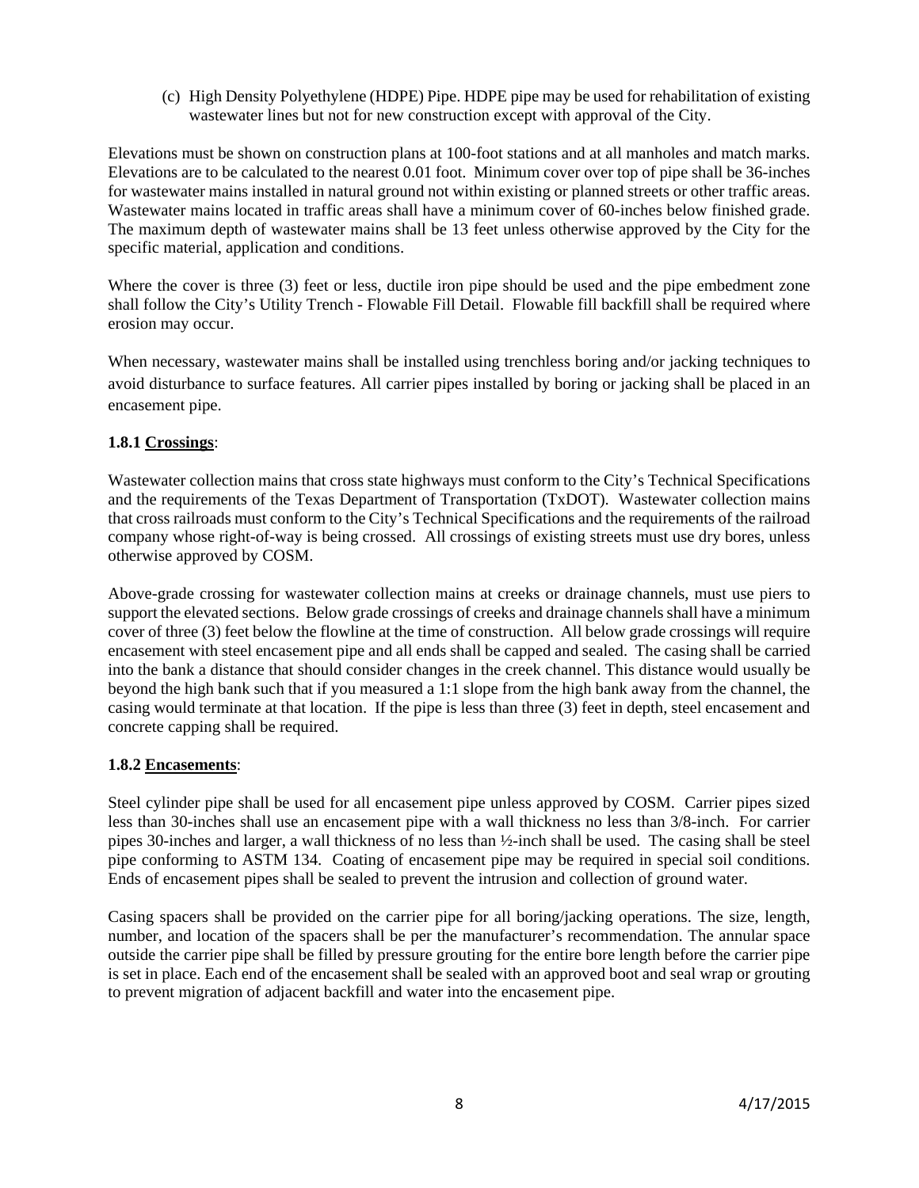(c) High Density Polyethylene (HDPE) Pipe. HDPE pipe may be used for rehabilitation of existing wastewater lines but not for new construction except with approval of the City.

Elevations must be shown on construction plans at 100-foot stations and at all manholes and match marks. Elevations are to be calculated to the nearest 0.01 foot. Minimum cover over top of pipe shall be 36-inches for wastewater mains installed in natural ground not within existing or planned streets or other traffic areas. Wastewater mains located in traffic areas shall have a minimum cover of 60-inches below finished grade. The maximum depth of wastewater mains shall be 13 feet unless otherwise approved by the City for the specific material, application and conditions.

Where the cover is three (3) feet or less, ductile iron pipe should be used and the pipe embedment zone shall follow the City's Utility Trench - Flowable Fill Detail. Flowable fill backfill shall be required where erosion may occur.

When necessary, wastewater mains shall be installed using trenchless boring and/or jacking techniques to avoid disturbance to surface features. All carrier pipes installed by boring or jacking shall be placed in an encasement pipe.

**1.8.1 <u>Crossings</u>**:

Wastewater collection mains that cross state highways must conform to the City's Technical Specifications and the requirements of the Texas Department of Transportation (TxDOT). Wastewater collection mains that cross railroads must conform to the City's Technical Specifications and the requirements of the railroad company whose right-of-way is being crossed. All crossings of existing streets must use dry bores, unless otherwise approved by COSM.

Above-grade crossing for wastewater collection mains at creeks or drainage channels, must use piers to support the elevated sections. Below grade crossings of creeks and drainage channels shall have a minimum cover of three (3) feet below the flowline at the time of construction. All below grade crossings will require encasement with steel encasement pipe and all ends shall be capped and sealed. The casing shall be carried into the bank a distance that should consider changes in the creek channel. This distance would usually be beyond the high bank such that if you measured a 1:1 slope from the high bank away from the channel, the casing would terminate at that location. If the pipe is less than three (3) feet in depth, steel encasement and concrete capping shall be required.

**1.8.2 <u>Encasements</u>**:

Steel cylinder pipe shall be used for all encasement pipe unless approved by COSM. Carrier pipes sized less than 30-inches shall use an encasement pipe with a wall thickness no less than 3/8-inch. For carrier pipes 30-inches and larger, a wall thickness of no less than ½-inch shall be used. The casing shall be steel pipe conforming to ASTM 134. Coating of encasement pipe may be required in special soil conditions. Ends of encasement pipes shall be sealed to prevent the intrusion and collection of ground water.

Casing spacers shall be provided on the carrier pipe for all boring/jacking operations. The size, length, number, and location of the spacers shall be per the manufacturer's recommendation. The annular space outside the carrier pipe shall be filled by pressure grouting for the entire bore length before the carrier pipe is set in place. Each end of the encasement shall be sealed with an approved boot and seal wrap or grouting to prevent migration of adjacent backfill and water into the encasement pipe.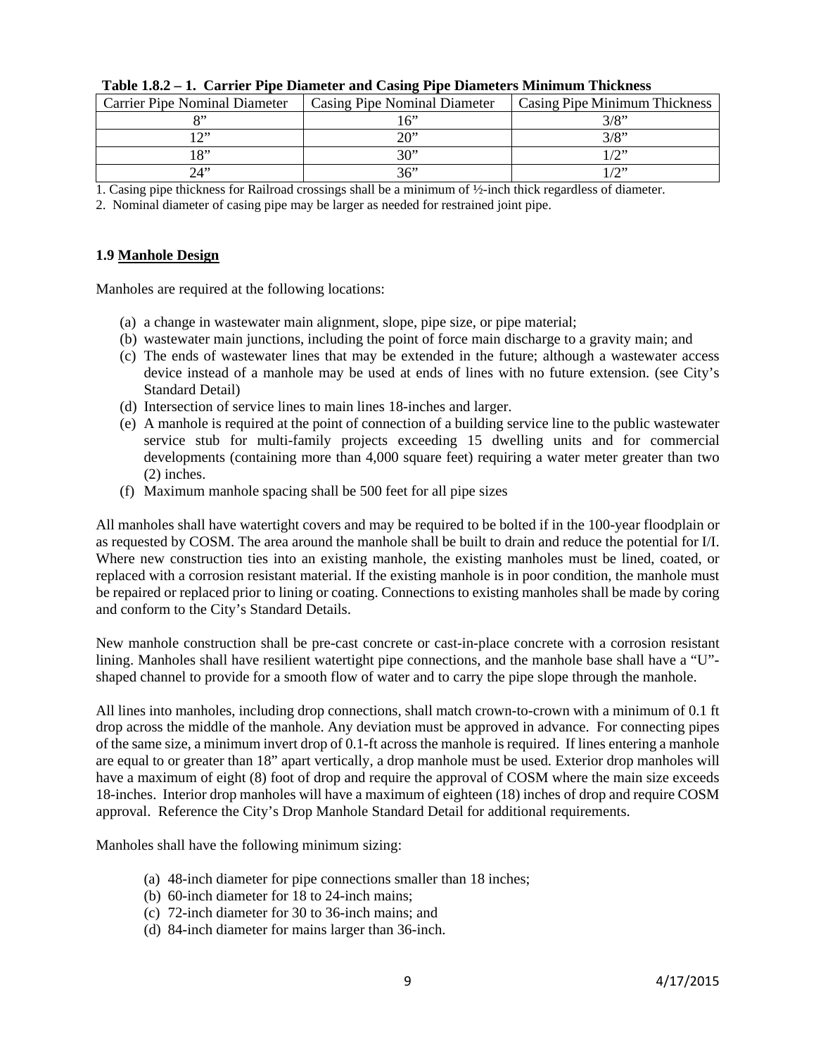**Table 1.8.2 – 1. Carrier Pipe Diameter and Casing Pipe Diameters Minimum Thickness**

| Carrier Pipe Nominal Diameter | Casing Pipe Nominal Diameter | Casing Pipe Minimum Thickness |
|---|---|---|
| 8" | 16" | 3/8" |
| 12" | 20" | 3/8" |
| 18" | 30" | 1/2" |
| 24" | 36" | 1/2" |

1. Casing pipe thickness for Railroad crossings shall be a minimum of ½-inch thick regardless of diameter.
2. Nominal diameter of casing pipe may be larger as needed for restrained joint pipe.

### 1.9 Manhole Design

Manholes are required at the following locations:

(a) a change in wastewater main alignment, slope, pipe size, or pipe material;
(b) wastewater main junctions, including the point of force main discharge to a gravity main; and
(c) The ends of wastewater lines that may be extended in the future; although a wastewater access device instead of a manhole may be used at ends of lines with no future extension. (see City's Standard Detail)
(d) Intersection of service lines to main lines 18-inches and larger.
(e) A manhole is required at the point of connection of a building service line to the public wastewater service stub for multi-family projects exceeding 15 dwelling units and for commercial developments (containing more than 4,000 square feet) requiring a water meter greater than two (2) inches.
(f) Maximum manhole spacing shall be 500 feet for all pipe sizes

All manholes shall have watertight covers and may be required to be bolted if in the 100-year floodplain or as requested by COSM. The area around the manhole shall be built to drain and reduce the potential for I/I. Where new construction ties into an existing manhole, the existing manholes must be lined, coated, or replaced with a corrosion resistant material. If the existing manhole is in poor condition, the manhole must be repaired or replaced prior to lining or coating. Connections to existing manholes shall be made by coring and conform to the City's Standard Details.

New manhole construction shall be pre-cast concrete or cast-in-place concrete with a corrosion resistant lining. Manholes shall have resilient watertight pipe connections, and the manhole base shall have a "U"-shaped channel to provide for a smooth flow of water and to carry the pipe slope through the manhole.

All lines into manholes, including drop connections, shall match crown-to-crown with a minimum of 0.1 ft drop across the middle of the manhole. Any deviation must be approved in advance. For connecting pipes of the same size, a minimum invert drop of 0.1-ft across the manhole is required. If lines entering a manhole are equal to or greater than 18" apart vertically, a drop manhole must be used. Exterior drop manholes will have a maximum of eight (8) foot of drop and require the approval of COSM where the main size exceeds 18-inches. Interior drop manholes will have a maximum of eighteen (18) inches of drop and require COSM approval. Reference the City's Drop Manhole Standard Detail for additional requirements.

Manholes shall have the following minimum sizing:

(a) 48-inch diameter for pipe connections smaller than 18 inches;
(b) 60-inch diameter for 18 to 24-inch mains;
(c) 72-inch diameter for 30 to 36-inch mains; and
(d) 84-inch diameter for mains larger than 36-inch.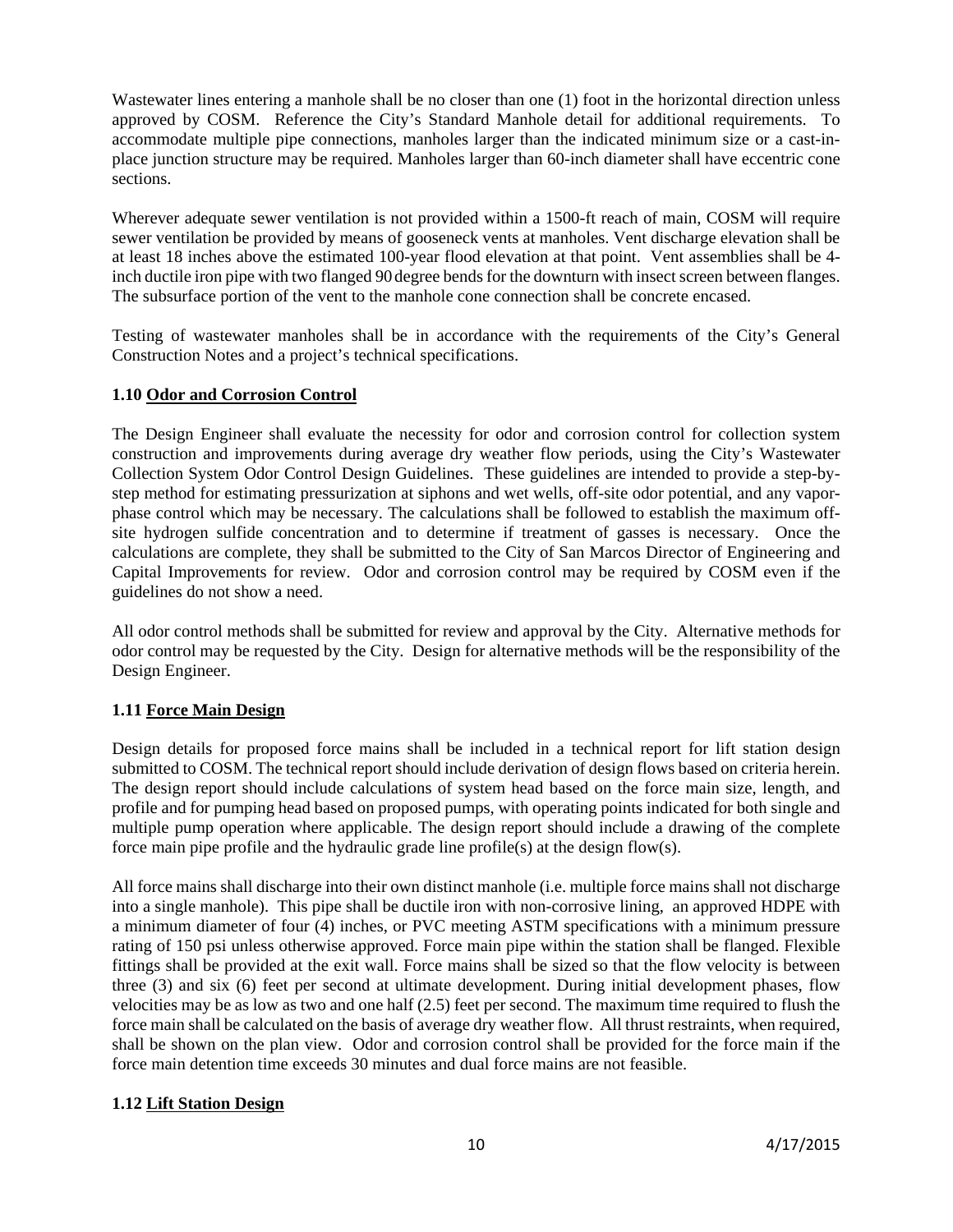Wastewater lines entering a manhole shall be no closer than one (1) foot in the horizontal direction unless approved by COSM. Reference the City's Standard Manhole detail for additional requirements. To accommodate multiple pipe connections, manholes larger than the indicated minimum size or a cast-in-place junction structure may be required. Manholes larger than 60-inch diameter shall have eccentric cone sections.

Wherever adequate sewer ventilation is not provided within a 1500-ft reach of main, COSM will require sewer ventilation be provided by means of gooseneck vents at manholes. Vent discharge elevation shall be at least 18 inches above the estimated 100-year flood elevation at that point. Vent assemblies shall be 4-inch ductile iron pipe with two flanged 90 degree bends for the downturn with insect screen between flanges. The subsurface portion of the vent to the manhole cone connection shall be concrete encased.

Testing of wastewater manholes shall be in accordance with the requirements of the City's General Construction Notes and a project's technical specifications.

### 1.10 Odor and Corrosion Control

The Design Engineer shall evaluate the necessity for odor and corrosion control for collection system construction and improvements during average dry weather flow periods, using the City's Wastewater Collection System Odor Control Design Guidelines. These guidelines are intended to provide a step-by-step method for estimating pressurization at siphons and wet wells, off-site odor potential, and any vapor-phase control which may be necessary. The calculations shall be followed to establish the maximum off-site hydrogen sulfide concentration and to determine if treatment of gasses is necessary. Once the calculations are complete, they shall be submitted to the City of San Marcos Director of Engineering and Capital Improvements for review. Odor and corrosion control may be required by COSM even if the guidelines do not show a need.

All odor control methods shall be submitted for review and approval by the City. Alternative methods for odor control may be requested by the City. Design for alternative methods will be the responsibility of the Design Engineer.

### 1.11 Force Main Design

Design details for proposed force mains shall be included in a technical report for lift station design submitted to COSM. The technical report should include derivation of design flows based on criteria herein. The design report should include calculations of system head based on the force main size, length, and profile and for pumping head based on proposed pumps, with operating points indicated for both single and multiple pump operation where applicable. The design report should include a drawing of the complete force main pipe profile and the hydraulic grade line profile(s) at the design flow(s).

All force mains shall discharge into their own distinct manhole (i.e. multiple force mains shall not discharge into a single manhole). This pipe shall be ductile iron with non-corrosive lining, an approved HDPE with a minimum diameter of four (4) inches, or PVC meeting ASTM specifications with a minimum pressure rating of 150 psi unless otherwise approved. Force main pipe within the station shall be flanged. Flexible fittings shall be provided at the exit wall. Force mains shall be sized so that the flow velocity is between three (3) and six (6) feet per second at ultimate development. During initial development phases, flow velocities may be as low as two and one half (2.5) feet per second. The maximum time required to flush the force main shall be calculated on the basis of average dry weather flow. All thrust restraints, when required, shall be shown on the plan view. Odor and corrosion control shall be provided for the force main if the force main detention time exceeds 30 minutes and dual force mains are not feasible.

### 1.12 Lift Station Design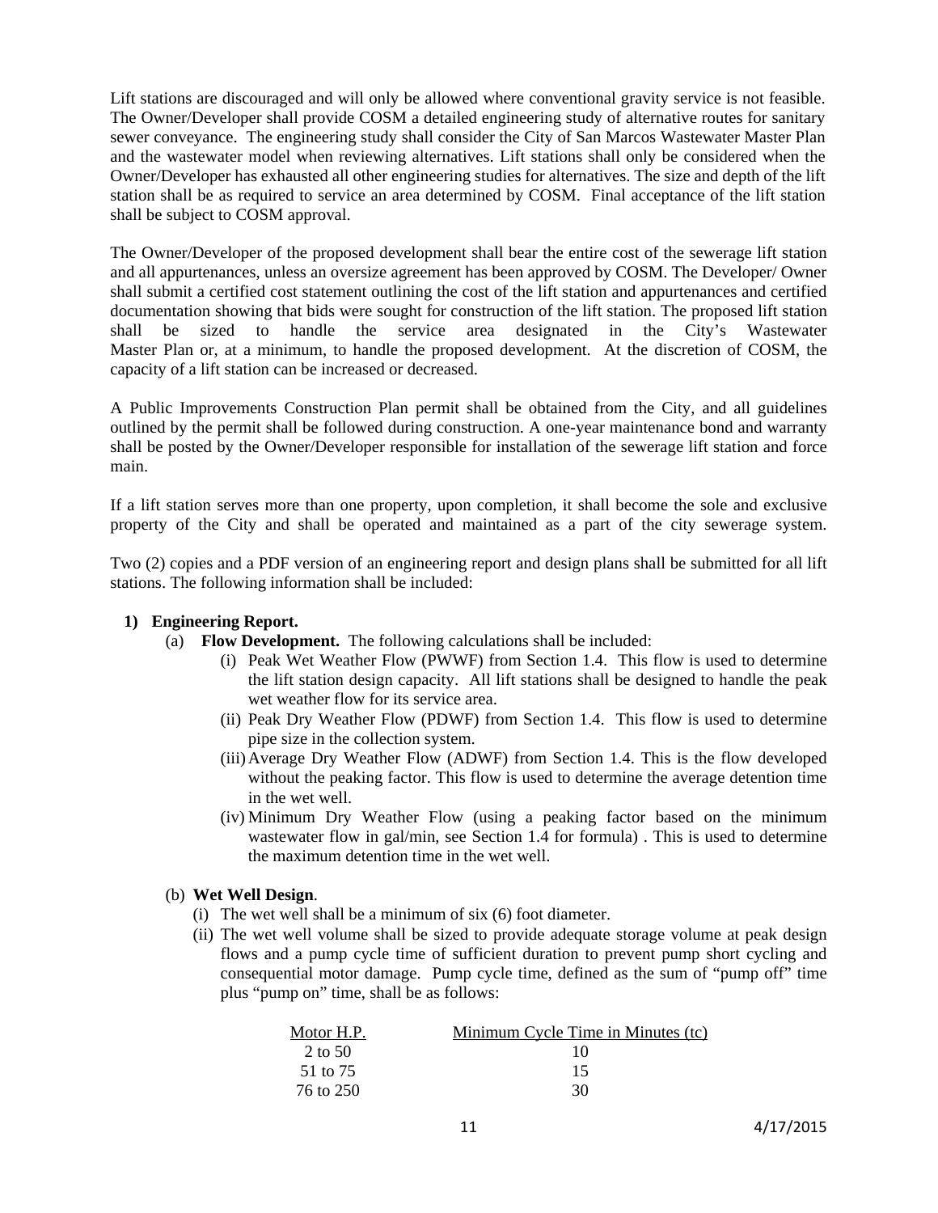Lift stations are discouraged and will only be allowed where conventional gravity service is not feasible. The Owner/Developer shall provide COSM a detailed engineering study of alternative routes for sanitary sewer conveyance. The engineering study shall consider the City of San Marcos Wastewater Master Plan and the wastewater model when reviewing alternatives. Lift stations shall only be considered when the Owner/Developer has exhausted all other engineering studies for alternatives. The size and depth of the lift station shall be as required to service an area determined by COSM. Final acceptance of the lift station shall be subject to COSM approval.

The Owner/Developer of the proposed development shall bear the entire cost of the sewerage lift station and all appurtenances, unless an oversize agreement has been approved by COSM. The Developer/ Owner shall submit a certified cost statement outlining the cost of the lift station and appurtenances and certified documentation showing that bids were sought for construction of the lift station. The proposed lift station shall be sized to handle the service area designated in the City's Wastewater Master Plan or, at a minimum, to handle the proposed development. At the discretion of COSM, the capacity of a lift station can be increased or decreased.

A Public Improvements Construction Plan permit shall be obtained from the City, and all guidelines outlined by the permit shall be followed during construction. A one-year maintenance bond and warranty shall be posted by the Owner/Developer responsible for installation of the sewerage lift station and force main.

If a lift station serves more than one property, upon completion, it shall become the sole and exclusive property of the City and shall be operated and maintained as a part of the city sewerage system.

Two (2) copies and a PDF version of an engineering report and design plans shall be submitted for all lift stations. The following information shall be included:

1) **Engineering Report.**
   (a) **Flow Development.** The following calculations shall be included:
      (i) Peak Wet Weather Flow (PWWF) from Section 1.4. This flow is used to determine the lift station design capacity. All lift stations shall be designed to handle the peak wet weather flow for its service area.
      (ii) Peak Dry Weather Flow (PDWF) from Section 1.4. This flow is used to determine pipe size in the collection system.
      (iii) Average Dry Weather Flow (ADWF) from Section 1.4. This is the flow developed without the peaking factor. This flow is used to determine the average detention time in the wet well.
      (iv) Minimum Dry Weather Flow (using a peaking factor based on the minimum wastewater flow in gal/min, see Section 1.4 for formula) . This is used to determine the maximum detention time in the wet well.

   (b) **Wet Well Design**.
      (i) The wet well shall be a minimum of six (6) foot diameter.
      (ii) The wet well volume shall be sized to provide adequate storage volume at peak design flows and a pump cycle time of sufficient duration to prevent pump short cycling and consequential motor damage. Pump cycle time, defined as the sum of "pump off" time plus "pump on" time, shall be as follows:

| Motor H.P. | Minimum Cycle Time in Minutes (tc) |
|---|---|
| 2 to 50 | 10 |
| 51 to 75 | 15 |
| 76 to 250 | 30 |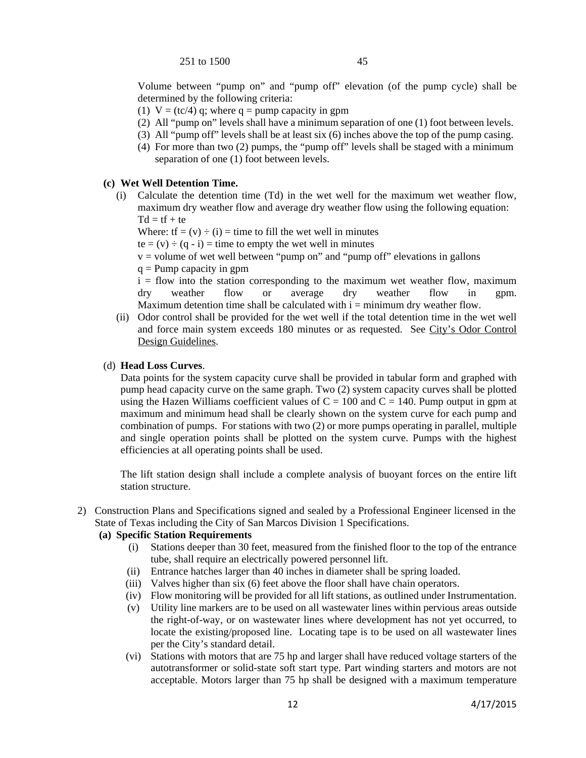| 251 to 1500 | 45 |
|---|---|

Volume between "pump on" and "pump off" elevation (of the pump cycle) shall be determined by the following criteria:

1. $V = (tc/4)\ q$; where q = pump capacity in gpm
2. All "pump on" levels shall have a minimum separation of one (1) foot between levels.
3. All "pump off" levels shall be at least six (6) inches above the top of the pump casing.
4. For more than two (2) pumps, the "pump off" levels shall be staged with a minimum separation of one (1) foot between levels.

**(c) Wet Well Detention Time.**

(i) Calculate the detention time (Td) in the wet well for the maximum wet weather flow, maximum dry weather flow and average dry weather flow using the following equation:
$Td = tf + te$
Where: $tf = (v) \div (i)$ = time to fill the wet well in minutes
$te = (v) \div (q - i)$ = time to empty the wet well in minutes
v = volume of wet well between "pump on" and "pump off" elevations in gallons
q = Pump capacity in gpm
i = flow into the station corresponding to the maximum wet weather flow, maximum dry weather flow or average dry weather flow in gpm. Maximum detention time shall be calculated with i = minimum dry weather flow.

(ii) Odor control shall be provided for the wet well if the total detention time in the wet well and force main system exceeds 180 minutes or as requested. See City's Odor Control Design Guidelines.

(d) **Head Loss Curves**.
Data points for the system capacity curve shall be provided in tabular form and graphed with pump head capacity curve on the same graph. Two (2) system capacity curves shall be plotted using the Hazen Williams coefficient values of C = 100 and C = 140. Pump output in gpm at maximum and minimum head shall be clearly shown on the system curve for each pump and combination of pumps. For stations with two (2) or more pumps operating in parallel, multiple and single operation points shall be plotted on the system curve. Pumps with the highest efficiencies at all operating points shall be used.

The lift station design shall include a complete analysis of buoyant forces on the entire lift station structure.

2) Construction Plans and Specifications signed and sealed by a Professional Engineer licensed in the State of Texas including the City of San Marcos Division 1 Specifications.

**(a) Specific Station Requirements**

(i) Stations deeper than 30 feet, measured from the finished floor to the top of the entrance tube, shall require an electrically powered personnel lift.

(ii) Entrance hatches larger than 40 inches in diameter shall be spring loaded.

(iii) Valves higher than six (6) feet above the floor shall have chain operators.

(iv) Flow monitoring will be provided for all lift stations, as outlined under Instrumentation.

(v) Utility line markers are to be used on all wastewater lines within pervious areas outside the right-of-way, or on wastewater lines where development has not yet occurred, to locate the existing/proposed line. Locating tape is to be used on all wastewater lines per the City's standard detail.

(vi) Stations with motors that are 75 hp and larger shall have reduced voltage starters of the autotransformer or solid-state soft start type. Part winding starters and motors are not acceptable. Motors larger than 75 hp shall be designed with a maximum temperature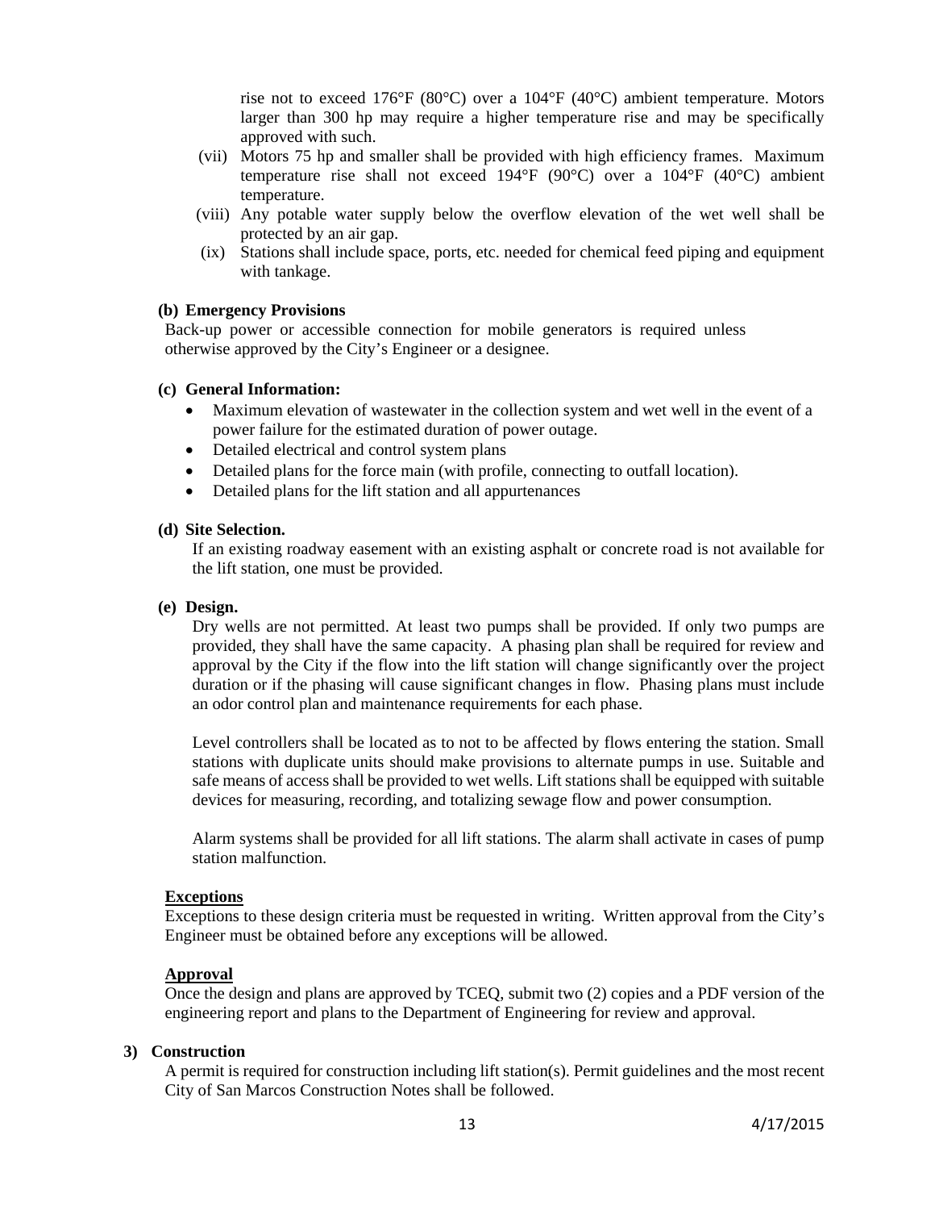rise not to exceed 176°F (80°C) over a 104°F (40°C) ambient temperature. Motors larger than 300 hp may require a higher temperature rise and may be specifically approved with such.

(vii) Motors 75 hp and smaller shall be provided with high efficiency frames. Maximum temperature rise shall not exceed 194°F (90°C) over a 104°F (40°C) ambient temperature.

(viii) Any potable water supply below the overflow elevation of the wet well shall be protected by an air gap.

(ix) Stations shall include space, ports, etc. needed for chemical feed piping and equipment with tankage.

**(b) Emergency Provisions**

Back-up power or accessible connection for mobile generators is required unless otherwise approved by the City's Engineer or a designee.

**(c) General Information:**

- Maximum elevation of wastewater in the collection system and wet well in the event of a power failure for the estimated duration of power outage.
- Detailed electrical and control system plans
- Detailed plans for the force main (with profile, connecting to outfall location).
- Detailed plans for the lift station and all appurtenances

**(d) Site Selection.**

If an existing roadway easement with an existing asphalt or concrete road is not available for the lift station, one must be provided.

**(e) Design.**

Dry wells are not permitted. At least two pumps shall be provided. If only two pumps are provided, they shall have the same capacity. A phasing plan shall be required for review and approval by the City if the flow into the lift station will change significantly over the project duration or if the phasing will cause significant changes in flow. Phasing plans must include an odor control plan and maintenance requirements for each phase.

Level controllers shall be located as to not to be affected by flows entering the station. Small stations with duplicate units should make provisions to alternate pumps in use. Suitable and safe means of access shall be provided to wet wells. Lift stations shall be equipped with suitable devices for measuring, recording, and totalizing sewage flow and power consumption.

Alarm systems shall be provided for all lift stations. The alarm shall activate in cases of pump station malfunction.

**Exceptions**

Exceptions to these design criteria must be requested in writing. Written approval from the City's Engineer must be obtained before any exceptions will be allowed.

**Approval**

Once the design and plans are approved by TCEQ, submit two (2) copies and a PDF version of the engineering report and plans to the Department of Engineering for review and approval.

**3) Construction**

A permit is required for construction including lift station(s). Permit guidelines and the most recent City of San Marcos Construction Notes shall be followed.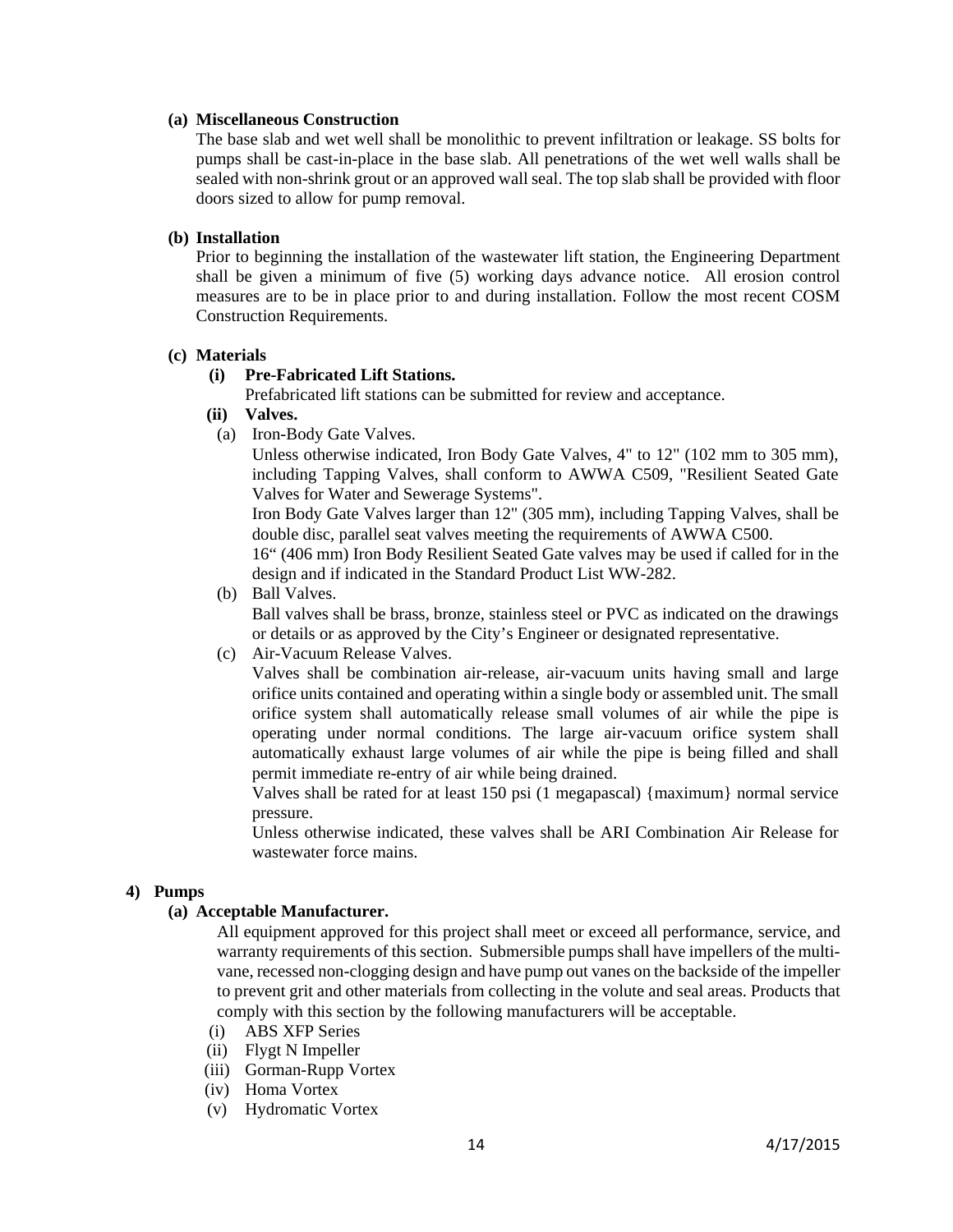**(a) Miscellaneous Construction**

The base slab and wet well shall be monolithic to prevent infiltration or leakage. SS bolts for pumps shall be cast-in-place in the base slab. All penetrations of the wet well walls shall be sealed with non-shrink grout or an approved wall seal. The top slab shall be provided with floor doors sized to allow for pump removal.

**(b) Installation**

Prior to beginning the installation of the wastewater lift station, the Engineering Department shall be given a minimum of five (5) working days advance notice. All erosion control measures are to be in place prior to and during installation. Follow the most recent COSM Construction Requirements.

**(c) Materials**

**(i) Pre-Fabricated Lift Stations.**

Prefabricated lift stations can be submitted for review and acceptance.

**(ii) Valves.**

(a) Iron-Body Gate Valves.

Unless otherwise indicated, Iron Body Gate Valves, 4" to 12" (102 mm to 305 mm), including Tapping Valves, shall conform to AWWA C509, "Resilient Seated Gate Valves for Water and Sewerage Systems".

Iron Body Gate Valves larger than 12" (305 mm), including Tapping Valves, shall be double disc, parallel seat valves meeting the requirements of AWWA C500.

16" (406 mm) Iron Body Resilient Seated Gate valves may be used if called for in the design and if indicated in the Standard Product List WW-282.

(b) Ball Valves.

Ball valves shall be brass, bronze, stainless steel or PVC as indicated on the drawings or details or as approved by the City's Engineer or designated representative.

(c) Air-Vacuum Release Valves.

Valves shall be combination air-release, air-vacuum units having small and large orifice units contained and operating within a single body or assembled unit. The small orifice system shall automatically release small volumes of air while the pipe is operating under normal conditions. The large air-vacuum orifice system shall automatically exhaust large volumes of air while the pipe is being filled and shall permit immediate re-entry of air while being drained.

Valves shall be rated for at least 150 psi (1 megapascal) {maximum} normal service pressure.

Unless otherwise indicated, these valves shall be ARI Combination Air Release for wastewater force mains.

**4) Pumps**

**(a) Acceptable Manufacturer.**

All equipment approved for this project shall meet or exceed all performance, service, and warranty requirements of this section. Submersible pumps shall have impellers of the multi-vane, recessed non-clogging design and have pump out vanes on the backside of the impeller to prevent grit and other materials from collecting in the volute and seal areas. Products that comply with this section by the following manufacturers will be acceptable.

(i) ABS XFP Series
(ii) Flygt N Impeller
(iii) Gorman-Rupp Vortex
(iv) Homa Vortex
(v) Hydromatic Vortex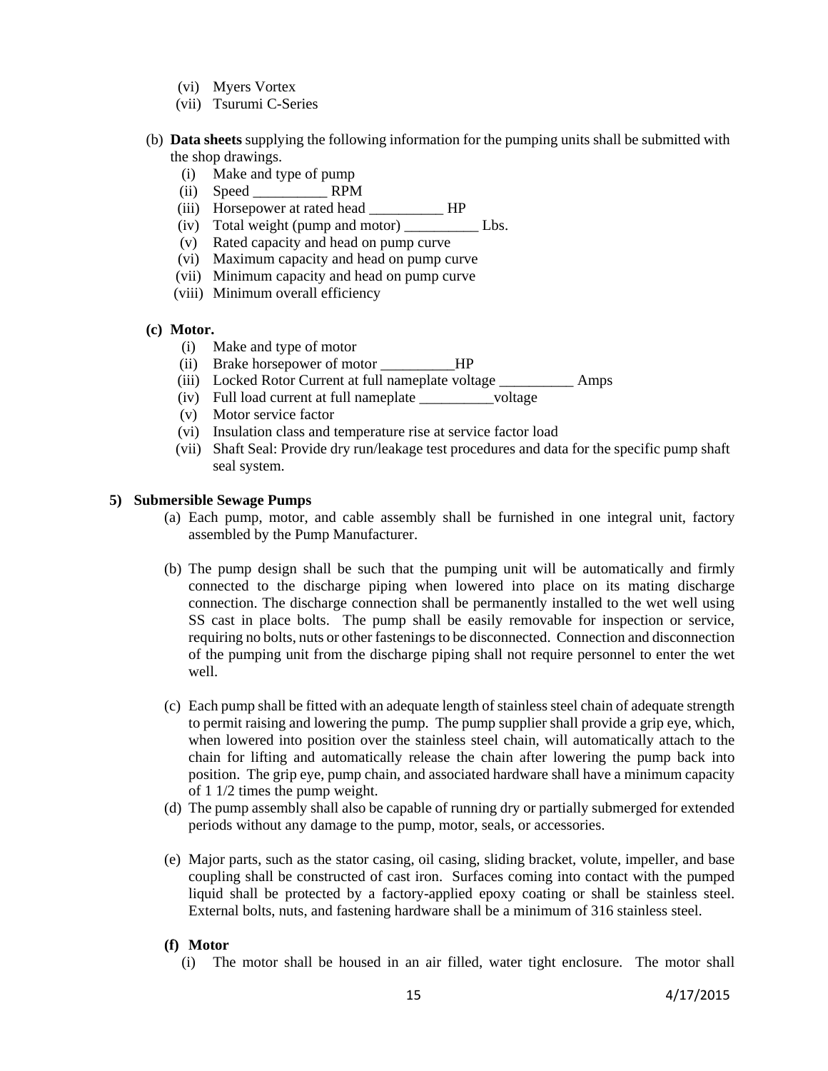(vi) Myers Vortex
(vii) Tsurumi C-Series

(b) **Data sheets** supplying the following information for the pumping units shall be submitted with the shop drawings.

(i) Make and type of pump
(ii) Speed __________ RPM
(iii) Horsepower at rated head __________ HP
(iv) Total weight (pump and motor) __________ Lbs.
(v) Rated capacity and head on pump curve
(vi) Maximum capacity and head on pump curve
(vii) Minimum capacity and head on pump curve
(viii) Minimum overall efficiency

**(c) Motor.**

(i) Make and type of motor
(ii) Brake horsepower of motor __________HP
(iii) Locked Rotor Current at full nameplate voltage __________ Amps
(iv) Full load current at full nameplate __________voltage
(v) Motor service factor
(vi) Insulation class and temperature rise at service factor load
(vii) Shaft Seal: Provide dry run/leakage test procedures and data for the specific pump shaft seal system.

**5) Submersible Sewage Pumps**

(a) Each pump, motor, and cable assembly shall be furnished in one integral unit, factory assembled by the Pump Manufacturer.

(b) The pump design shall be such that the pumping unit will be automatically and firmly connected to the discharge piping when lowered into place on its mating discharge connection. The discharge connection shall be permanently installed to the wet well using SS cast in place bolts. The pump shall be easily removable for inspection or service, requiring no bolts, nuts or other fastenings to be disconnected. Connection and disconnection of the pumping unit from the discharge piping shall not require personnel to enter the wet well.

(c) Each pump shall be fitted with an adequate length of stainless steel chain of adequate strength to permit raising and lowering the pump. The pump supplier shall provide a grip eye, which, when lowered into position over the stainless steel chain, will automatically attach to the chain for lifting and automatically release the chain after lowering the pump back into position. The grip eye, pump chain, and associated hardware shall have a minimum capacity of 1 1/2 times the pump weight.

(d) The pump assembly shall also be capable of running dry or partially submerged for extended periods without any damage to the pump, motor, seals, or accessories.

(e) Major parts, such as the stator casing, oil casing, sliding bracket, volute, impeller, and base coupling shall be constructed of cast iron. Surfaces coming into contact with the pumped liquid shall be protected by a factory-applied epoxy coating or shall be stainless steel. External bolts, nuts, and fastening hardware shall be a minimum of 316 stainless steel.

**(f) Motor**

(i) The motor shall be housed in an air filled, water tight enclosure. The motor shall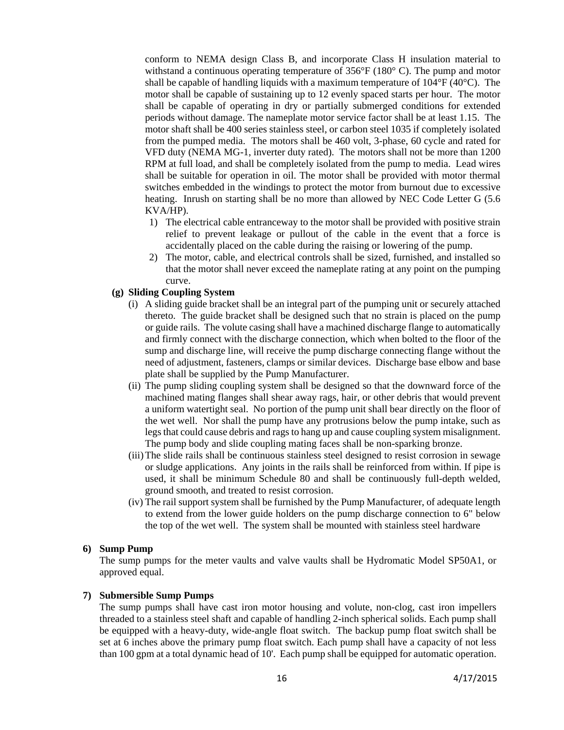conform to NEMA design Class B, and incorporate Class H insulation material to withstand a continuous operating temperature of 356°F (180° C). The pump and motor shall be capable of handling liquids with a maximum temperature of 104°F (40°C). The motor shall be capable of sustaining up to 12 evenly spaced starts per hour. The motor shall be capable of operating in dry or partially submerged conditions for extended periods without damage. The nameplate motor service factor shall be at least 1.15. The motor shaft shall be 400 series stainless steel, or carbon steel 1035 if completely isolated from the pumped media. The motors shall be 460 volt, 3-phase, 60 cycle and rated for VFD duty (NEMA MG-1, inverter duty rated). The motors shall not be more than 1200 RPM at full load, and shall be completely isolated from the pump to media. Lead wires shall be suitable for operation in oil. The motor shall be provided with motor thermal switches embedded in the windings to protect the motor from burnout due to excessive heating. Inrush on starting shall be no more than allowed by NEC Code Letter G (5.6 KVA/HP).

1) The electrical cable entranceway to the motor shall be provided with positive strain relief to prevent leakage or pullout of the cable in the event that a force is accidentally placed on the cable during the raising or lowering of the pump.
2) The motor, cable, and electrical controls shall be sized, furnished, and installed so that the motor shall never exceed the nameplate rating at any point on the pumping curve.

**(g) Sliding Coupling System**

(i) A sliding guide bracket shall be an integral part of the pumping unit or securely attached thereto. The guide bracket shall be designed such that no strain is placed on the pump or guide rails. The volute casing shall have a machined discharge flange to automatically and firmly connect with the discharge connection, which when bolted to the floor of the sump and discharge line, will receive the pump discharge connecting flange without the need of adjustment, fasteners, clamps or similar devices. Discharge base elbow and base plate shall be supplied by the Pump Manufacturer.

(ii) The pump sliding coupling system shall be designed so that the downward force of the machined mating flanges shall shear away rags, hair, or other debris that would prevent a uniform watertight seal. No portion of the pump unit shall bear directly on the floor of the wet well. Nor shall the pump have any protrusions below the pump intake, such as legs that could cause debris and rags to hang up and cause coupling system misalignment. The pump body and slide coupling mating faces shall be non-sparking bronze.

(iii) The slide rails shall be continuous stainless steel designed to resist corrosion in sewage or sludge applications. Any joints in the rails shall be reinforced from within. If pipe is used, it shall be minimum Schedule 80 and shall be continuously full-depth welded, ground smooth, and treated to resist corrosion.

(iv) The rail support system shall be furnished by the Pump Manufacturer, of adequate length to extend from the lower guide holders on the pump discharge connection to 6" below the top of the wet well. The system shall be mounted with stainless steel hardware

**6) Sump Pump**

The sump pumps for the meter vaults and valve vaults shall be Hydromatic Model SP50A1, or approved equal.

**7) Submersible Sump Pumps**

The sump pumps shall have cast iron motor housing and volute, non-clog, cast iron impellers threaded to a stainless steel shaft and capable of handling 2-inch spherical solids. Each pump shall be equipped with a heavy-duty, wide-angle float switch. The backup pump float switch shall be set at 6 inches above the primary pump float switch. Each pump shall have a capacity of not less than 100 gpm at a total dynamic head of 10'. Each pump shall be equipped for automatic operation.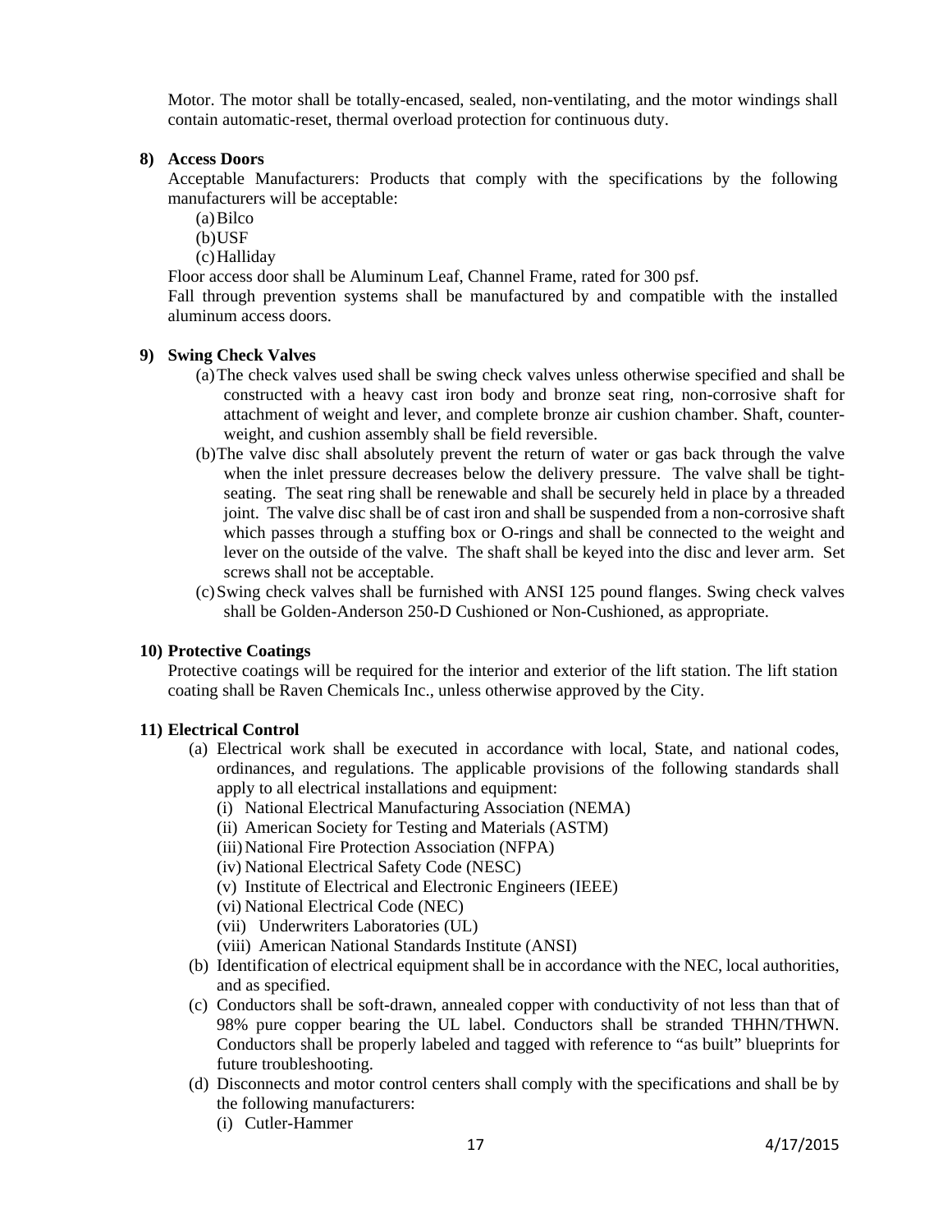Motor. The motor shall be totally-encased, sealed, non-ventilating, and the motor windings shall contain automatic-reset, thermal overload protection for continuous duty.

**8) Access Doors**

Acceptable Manufacturers: Products that comply with the specifications by the following manufacturers will be acceptable:

(a) Bilco
(b) USF
(c) Halliday

Floor access door shall be Aluminum Leaf, Channel Frame, rated for 300 psf.

Fall through prevention systems shall be manufactured by and compatible with the installed aluminum access doors.

**9) Swing Check Valves**

(a) The check valves used shall be swing check valves unless otherwise specified and shall be constructed with a heavy cast iron body and bronze seat ring, non-corrosive shaft for attachment of weight and lever, and complete bronze air cushion chamber. Shaft, counter-weight, and cushion assembly shall be field reversible.

(b) The valve disc shall absolutely prevent the return of water or gas back through the valve when the inlet pressure decreases below the delivery pressure. The valve shall be tight-seating. The seat ring shall be renewable and shall be securely held in place by a threaded joint. The valve disc shall be of cast iron and shall be suspended from a non-corrosive shaft which passes through a stuffing box or O-rings and shall be connected to the weight and lever on the outside of the valve. The shaft shall be keyed into the disc and lever arm. Set screws shall not be acceptable.

(c) Swing check valves shall be furnished with ANSI 125 pound flanges. Swing check valves shall be Golden-Anderson 250-D Cushioned or Non-Cushioned, as appropriate.

**10) Protective Coatings**

Protective coatings will be required for the interior and exterior of the lift station. The lift station coating shall be Raven Chemicals Inc., unless otherwise approved by the City.

**11) Electrical Control**

(a) Electrical work shall be executed in accordance with local, State, and national codes, ordinances, and regulations. The applicable provisions of the following standards shall apply to all electrical installations and equipment:
  - (i) National Electrical Manufacturing Association (NEMA)
  - (ii) American Society for Testing and Materials (ASTM)
  - (iii) National Fire Protection Association (NFPA)
  - (iv) National Electrical Safety Code (NESC)
  - (v) Institute of Electrical and Electronic Engineers (IEEE)
  - (vi) National Electrical Code (NEC)
  - (vii) Underwriters Laboratories (UL)
  - (viii) American National Standards Institute (ANSI)

(b) Identification of electrical equipment shall be in accordance with the NEC, local authorities, and as specified.

(c) Conductors shall be soft-drawn, annealed copper with conductivity of not less than that of 98% pure copper bearing the UL label. Conductors shall be stranded THHN/THWN. Conductors shall be properly labeled and tagged with reference to "as built" blueprints for future troubleshooting.

(d) Disconnects and motor control centers shall comply with the specifications and shall be by the following manufacturers:
  - (i) Cutler-Hammer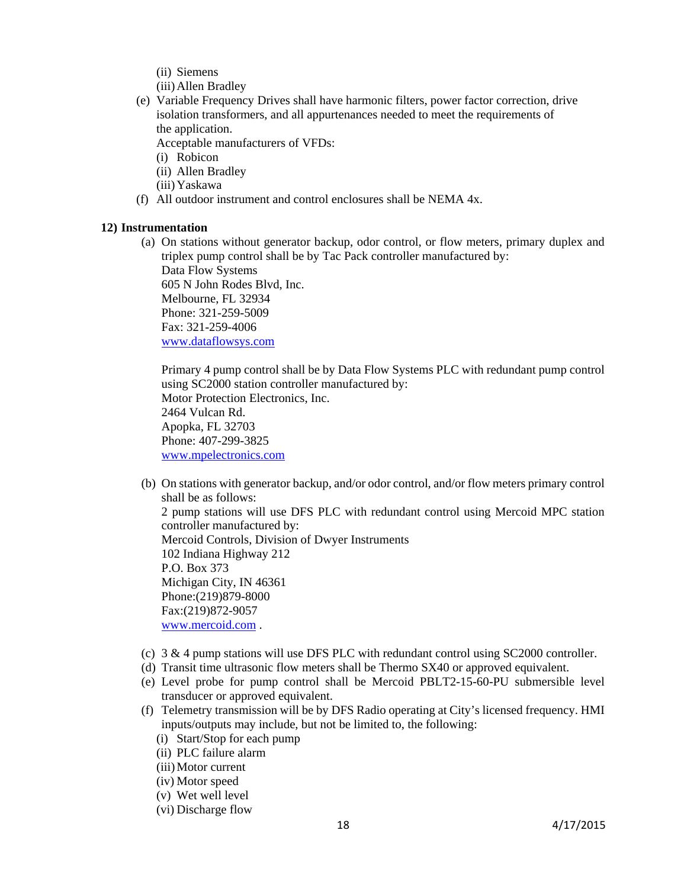(ii) Siemens
(iii) Allen Bradley

(e) Variable Frequency Drives shall have harmonic filters, power factor correction, drive isolation transformers, and all appurtenances needed to meet the requirements of the application.
Acceptable manufacturers of VFDs:
(i) Robicon
(ii) Allen Bradley
(iii) Yaskawa

(f) All outdoor instrument and control enclosures shall be NEMA 4x.

**12) Instrumentation**

(a) On stations without generator backup, odor control, or flow meters, primary duplex and triplex pump control shall be by Tac Pack controller manufactured by:
Data Flow Systems
605 N John Rodes Blvd, Inc.
Melbourne, FL 32934
Phone: 321-259-5009
Fax: 321-259-4006
[www.dataflowsys.com](http://www.dataflowsys.com)

Primary 4 pump control shall be by Data Flow Systems PLC with redundant pump control using SC2000 station controller manufactured by:
Motor Protection Electronics, Inc.
2464 Vulcan Rd.
Apopka, FL 32703
Phone: 407-299-3825
[www.mpelectronics.com](http://www.mpelectronics.com)

(b) On stations with generator backup, and/or odor control, and/or flow meters primary control shall be as follows:
2 pump stations will use DFS PLC with redundant control using Mercoid MPC station controller manufactured by:
Mercoid Controls, Division of Dwyer Instruments
102 Indiana Highway 212
P.O. Box 373
Michigan City, IN 46361
Phone:(219)879-8000
Fax:(219)872-9057
[www.mercoid.com](http://www.mercoid.com) .

(c) 3 & 4 pump stations will use DFS PLC with redundant control using SC2000 controller.

(d) Transit time ultrasonic flow meters shall be Thermo SX40 or approved equivalent.

(e) Level probe for pump control shall be Mercoid PBLT2-15-60-PU submersible level transducer or approved equivalent.

(f) Telemetry transmission will be by DFS Radio operating at City's licensed frequency. HMI inputs/outputs may include, but not be limited to, the following:
(i) Start/Stop for each pump
(ii) PLC failure alarm
(iii) Motor current
(iv) Motor speed
(v) Wet well level
(vi) Discharge flow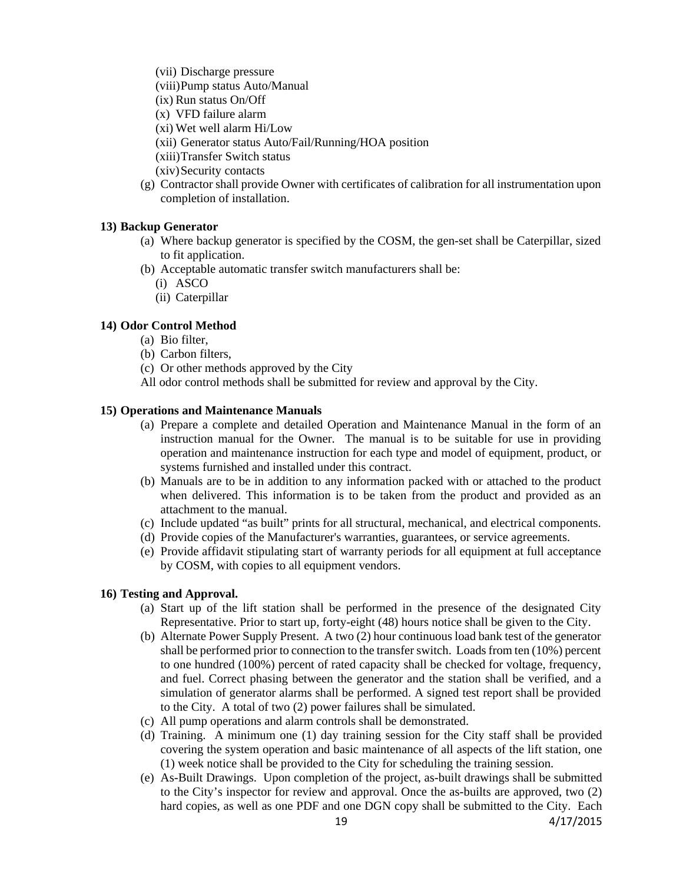(vii) Discharge pressure
(viii) Pump status Auto/Manual
(ix) Run status On/Off
(x) VFD failure alarm
(xi) Wet well alarm Hi/Low
(xii) Generator status Auto/Fail/Running/HOA position
(xiii) Transfer Switch status
(xiv) Security contacts

(g) Contractor shall provide Owner with certificates of calibration for all instrumentation upon completion of installation.

**13) Backup Generator**

(a) Where backup generator is specified by the COSM, the gen-set shall be Caterpillar, sized to fit application.

(b) Acceptable automatic transfer switch manufacturers shall be:
   (i) ASCO
   (ii) Caterpillar

**14) Odor Control Method**

(a) Bio filter,
(b) Carbon filters,
(c) Or other methods approved by the City

All odor control methods shall be submitted for review and approval by the City.

**15) Operations and Maintenance Manuals**

(a) Prepare a complete and detailed Operation and Maintenance Manual in the form of an instruction manual for the Owner. The manual is to be suitable for use in providing operation and maintenance instruction for each type and model of equipment, product, or systems furnished and installed under this contract.

(b) Manuals are to be in addition to any information packed with or attached to the product when delivered. This information is to be taken from the product and provided as an attachment to the manual.

(c) Include updated "as built" prints for all structural, mechanical, and electrical components.

(d) Provide copies of the Manufacturer's warranties, guarantees, or service agreements.

(e) Provide affidavit stipulating start of warranty periods for all equipment at full acceptance by COSM, with copies to all equipment vendors.

**16) Testing and Approval.**

(a) Start up of the lift station shall be performed in the presence of the designated City Representative. Prior to start up, forty-eight (48) hours notice shall be given to the City.

(b) Alternate Power Supply Present. A two (2) hour continuous load bank test of the generator shall be performed prior to connection to the transfer switch. Loads from ten (10%) percent to one hundred (100%) percent of rated capacity shall be checked for voltage, frequency, and fuel. Correct phasing between the generator and the station shall be verified, and a simulation of generator alarms shall be performed. A signed test report shall be provided to the City. A total of two (2) power failures shall be simulated.

(c) All pump operations and alarm controls shall be demonstrated.

(d) Training. A minimum one (1) day training session for the City staff shall be provided covering the system operation and basic maintenance of all aspects of the lift station, one (1) week notice shall be provided to the City for scheduling the training session.

(e) As-Built Drawings. Upon completion of the project, as-built drawings shall be submitted to the City's inspector for review and approval. Once the as-builts are approved, two (2) hard copies, as well as one PDF and one DGN copy shall be submitted to the City. Each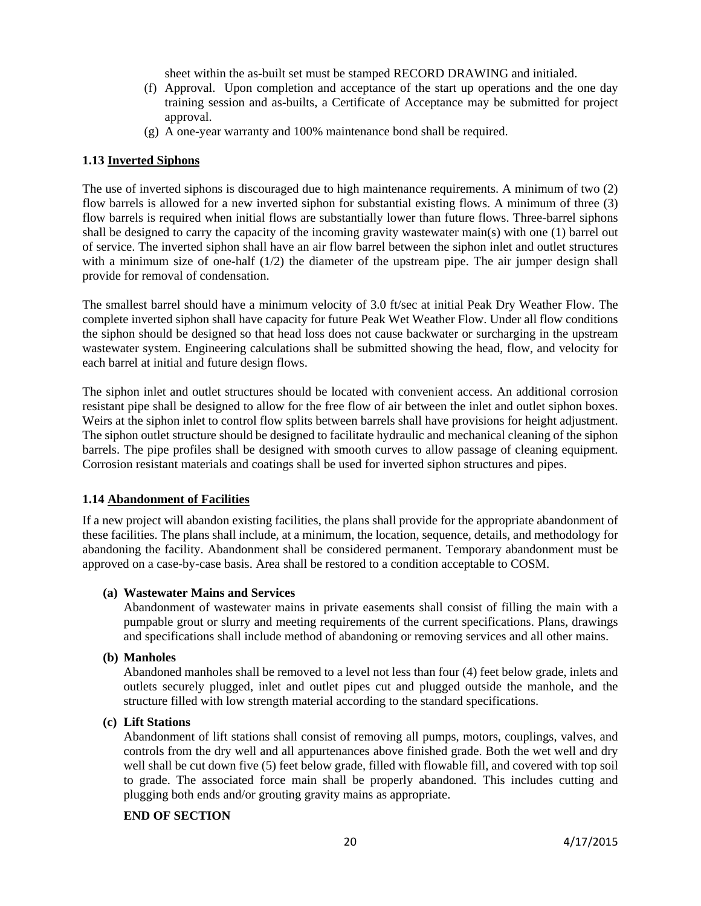sheet within the as-built set must be stamped RECORD DRAWING and initialed.

(f) Approval. Upon completion and acceptance of the start up operations and the one day training session and as-builts, a Certificate of Acceptance may be submitted for project approval.

(g) A one-year warranty and 100% maintenance bond shall be required.

### 1.13 Inverted Siphons

The use of inverted siphons is discouraged due to high maintenance requirements. A minimum of two (2) flow barrels is allowed for a new inverted siphon for substantial existing flows. A minimum of three (3) flow barrels is required when initial flows are substantially lower than future flows. Three-barrel siphons shall be designed to carry the capacity of the incoming gravity wastewater main(s) with one (1) barrel out of service. The inverted siphon shall have an air flow barrel between the siphon inlet and outlet structures with a minimum size of one-half (1/2) the diameter of the upstream pipe. The air jumper design shall provide for removal of condensation.

The smallest barrel should have a minimum velocity of 3.0 ft/sec at initial Peak Dry Weather Flow. The complete inverted siphon shall have capacity for future Peak Wet Weather Flow. Under all flow conditions the siphon should be designed so that head loss does not cause backwater or surcharging in the upstream wastewater system. Engineering calculations shall be submitted showing the head, flow, and velocity for each barrel at initial and future design flows.

The siphon inlet and outlet structures should be located with convenient access. An additional corrosion resistant pipe shall be designed to allow for the free flow of air between the inlet and outlet siphon boxes. Weirs at the siphon inlet to control flow splits between barrels shall have provisions for height adjustment. The siphon outlet structure should be designed to facilitate hydraulic and mechanical cleaning of the siphon barrels. The pipe profiles shall be designed with smooth curves to allow passage of cleaning equipment. Corrosion resistant materials and coatings shall be used for inverted siphon structures and pipes.

### 1.14 Abandonment of Facilities

If a new project will abandon existing facilities, the plans shall provide for the appropriate abandonment of these facilities. The plans shall include, at a minimum, the location, sequence, details, and methodology for abandoning the facility. Abandonment shall be considered permanent. Temporary abandonment must be approved on a case-by-case basis. Area shall be restored to a condition acceptable to COSM.

**(a) Wastewater Mains and Services**

Abandonment of wastewater mains in private easements shall consist of filling the main with a pumpable grout or slurry and meeting requirements of the current specifications. Plans, drawings and specifications shall include method of abandoning or removing services and all other mains.

**(b) Manholes**

Abandoned manholes shall be removed to a level not less than four (4) feet below grade, inlets and outlets securely plugged, inlet and outlet pipes cut and plugged outside the manhole, and the structure filled with low strength material according to the standard specifications.

**(c) Lift Stations**

Abandonment of lift stations shall consist of removing all pumps, motors, couplings, valves, and controls from the dry well and all appurtenances above finished grade. Both the wet well and dry well shall be cut down five (5) feet below grade, filled with flowable fill, and covered with top soil to grade. The associated force main shall be properly abandoned. This includes cutting and plugging both ends and/or grouting gravity mains as appropriate.

**END OF SECTION**